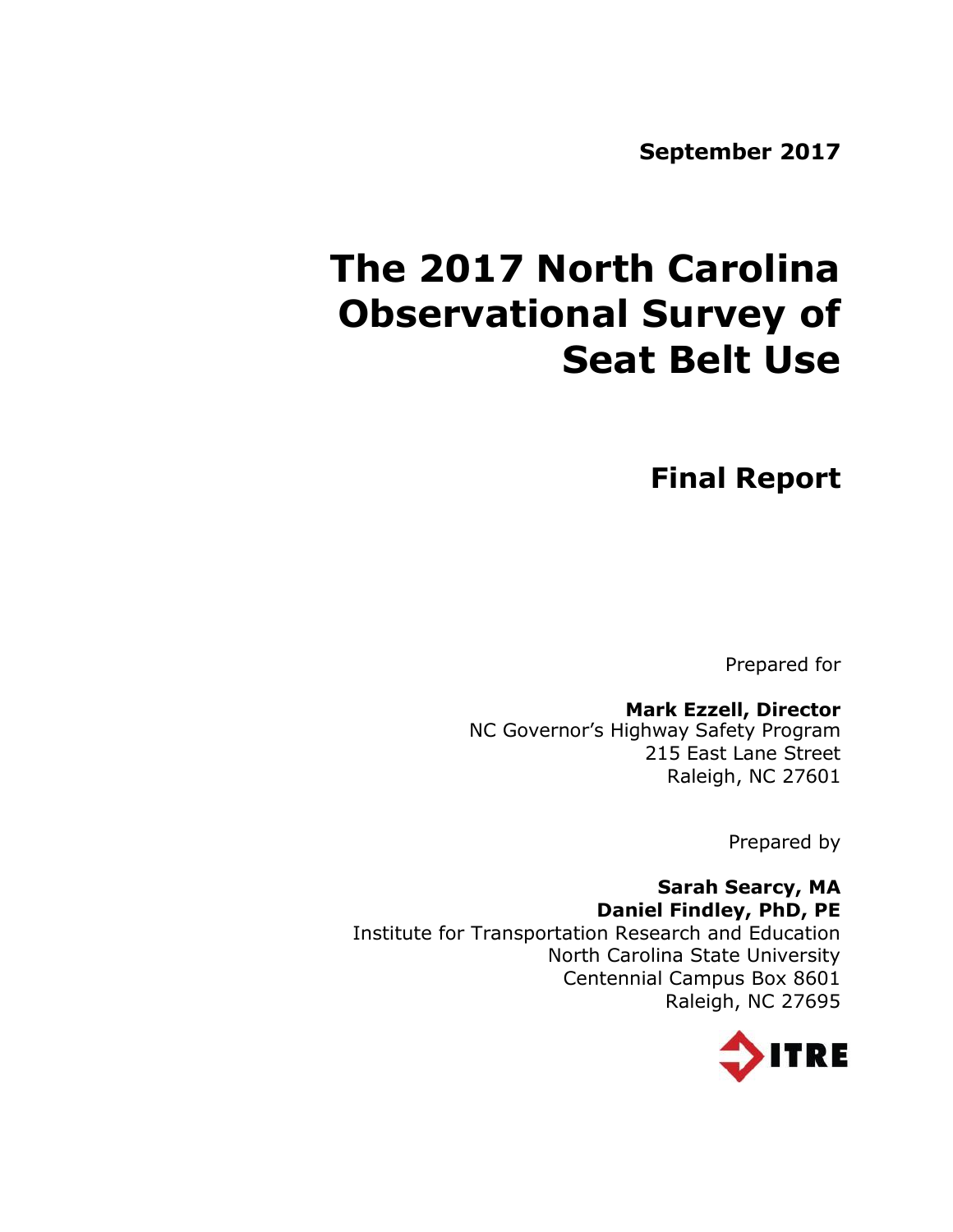**September 2017**

# The 2017 North Carolina Observational Survey of Seat Belt Use

## Final Report

Prepared for

**Mark Ezzell, Director**
NC Governor's Highway Safety Program
215 East Lane Street
Raleigh, NC 27601

Prepared by

**Sarah Searcy, MA**
**Daniel Findley, PhD, PE**
Institute for Transportation Research and Education
North Carolina State University
Centennial Campus Box 8601
Raleigh, NC 27695

ITRE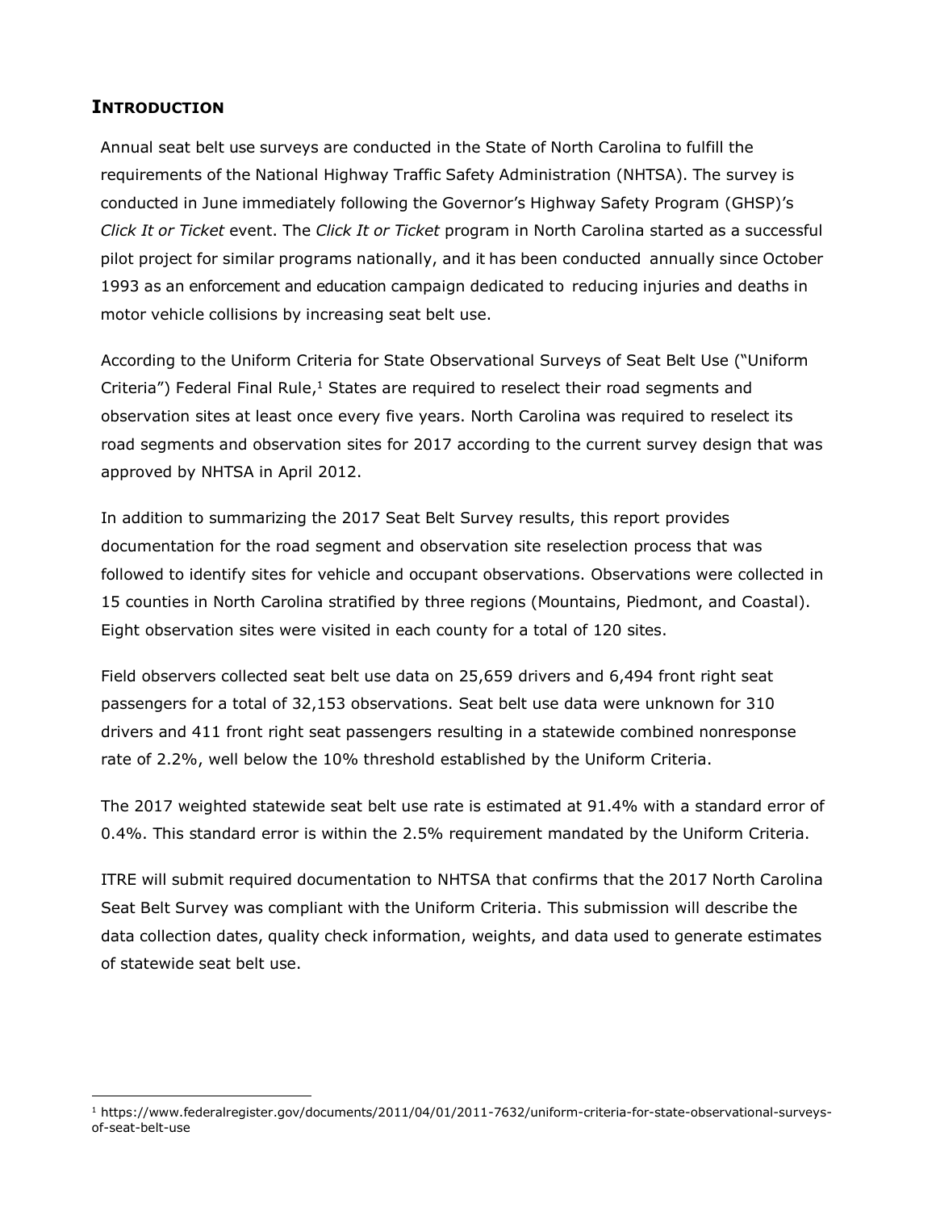## INTRODUCTION

Annual seat belt use surveys are conducted in the State of North Carolina to fulfill the requirements of the National Highway Traffic Safety Administration (NHTSA). The survey is conducted in June immediately following the Governor's Highway Safety Program (GHSP)'s *Click It or Ticket* event. The *Click It or Ticket* program in North Carolina started as a successful pilot project for similar programs nationally, and it has been conducted annually since October 1993 as an enforcement and education campaign dedicated to reducing injuries and deaths in motor vehicle collisions by increasing seat belt use.

According to the Uniform Criteria for State Observational Surveys of Seat Belt Use ("Uniform Criteria") Federal Final Rule,[1] States are required to reselect their road segments and observation sites at least once every five years. North Carolina was required to reselect its road segments and observation sites for 2017 according to the current survey design that was approved by NHTSA in April 2012.

In addition to summarizing the 2017 Seat Belt Survey results, this report provides documentation for the road segment and observation site reselection process that was followed to identify sites for vehicle and occupant observations. Observations were collected in 15 counties in North Carolina stratified by three regions (Mountains, Piedmont, and Coastal). Eight observation sites were visited in each county for a total of 120 sites.

Field observers collected seat belt use data on 25,659 drivers and 6,494 front right seat passengers for a total of 32,153 observations. Seat belt use data were unknown for 310 drivers and 411 front right seat passengers resulting in a statewide combined nonresponse rate of 2.2%, well below the 10% threshold established by the Uniform Criteria.

The 2017 weighted statewide seat belt use rate is estimated at 91.4% with a standard error of 0.4%. This standard error is within the 2.5% requirement mandated by the Uniform Criteria.

ITRE will submit required documentation to NHTSA that confirms that the 2017 North Carolina Seat Belt Survey was compliant with the Uniform Criteria. This submission will describe the data collection dates, quality check information, weights, and data used to generate estimates of statewide seat belt use.

[1] https://www.federalregister.gov/documents/2011/04/01/2011-7632/uniform-criteria-for-state-observational-surveys-of-seat-belt-use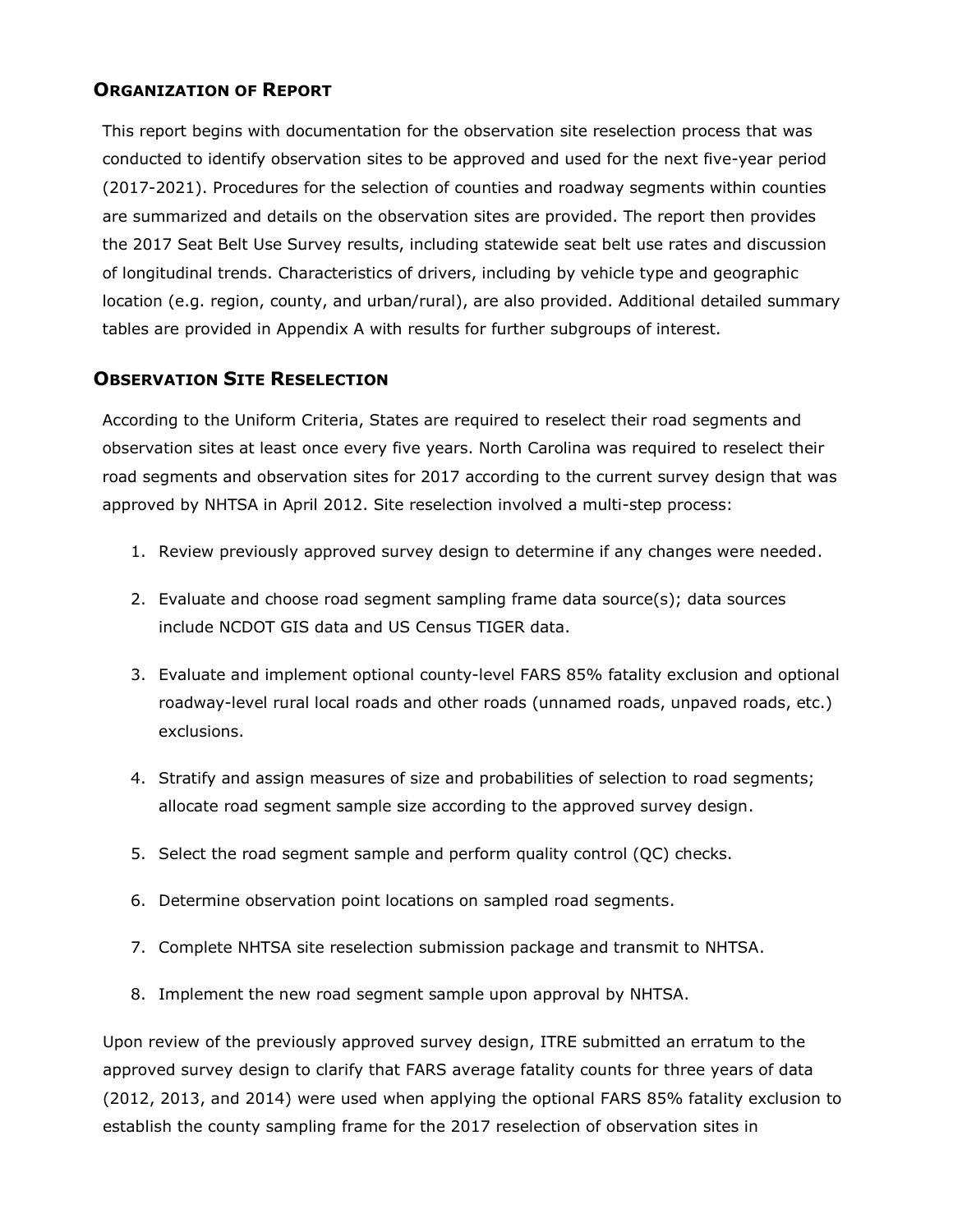## Organization of Report

This report begins with documentation for the observation site reselection process that was conducted to identify observation sites to be approved and used for the next five-year period (2017-2021). Procedures for the selection of counties and roadway segments within counties are summarized and details on the observation sites are provided. The report then provides the 2017 Seat Belt Use Survey results, including statewide seat belt use rates and discussion of longitudinal trends. Characteristics of drivers, including by vehicle type and geographic location (e.g. region, county, and urban/rural), are also provided. Additional detailed summary tables are provided in Appendix A with results for further subgroups of interest.

## Observation Site Reselection

According to the Uniform Criteria, States are required to reselect their road segments and observation sites at least once every five years. North Carolina was required to reselect their road segments and observation sites for 2017 according to the current survey design that was approved by NHTSA in April 2012. Site reselection involved a multi-step process:

1. Review previously approved survey design to determine if any changes were needed.
2. Evaluate and choose road segment sampling frame data source(s); data sources include NCDOT GIS data and US Census TIGER data.
3. Evaluate and implement optional county-level FARS 85% fatality exclusion and optional roadway-level rural local roads and other roads (unnamed roads, unpaved roads, etc.) exclusions.
4. Stratify and assign measures of size and probabilities of selection to road segments; allocate road segment sample size according to the approved survey design.
5. Select the road segment sample and perform quality control (QC) checks.
6. Determine observation point locations on sampled road segments.
7. Complete NHTSA site reselection submission package and transmit to NHTSA.
8. Implement the new road segment sample upon approval by NHTSA.

Upon review of the previously approved survey design, ITRE submitted an erratum to the approved survey design to clarify that FARS average fatality counts for three years of data (2012, 2013, and 2014) were used when applying the optional FARS 85% fatality exclusion to establish the county sampling frame for the 2017 reselection of observation sites in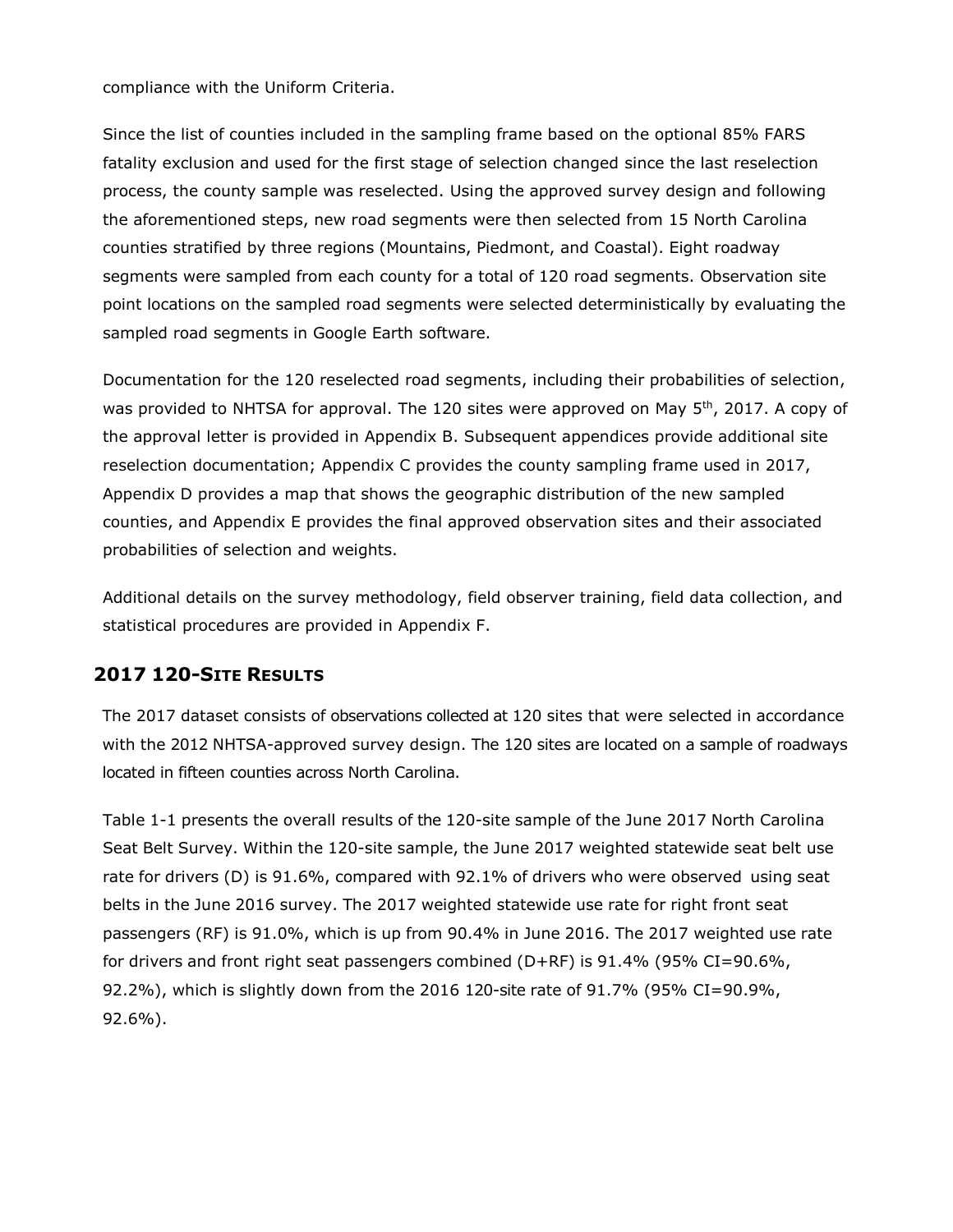compliance with the Uniform Criteria.

Since the list of counties included in the sampling frame based on the optional 85% FARS fatality exclusion and used for the first stage of selection changed since the last reselection process, the county sample was reselected. Using the approved survey design and following the aforementioned steps, new road segments were then selected from 15 North Carolina counties stratified by three regions (Mountains, Piedmont, and Coastal). Eight roadway segments were sampled from each county for a total of 120 road segments. Observation site point locations on the sampled road segments were selected deterministically by evaluating the sampled road segments in Google Earth software.

Documentation for the 120 reselected road segments, including their probabilities of selection, was provided to NHTSA for approval. The 120 sites were approved on May 5th, 2017. A copy of the approval letter is provided in Appendix B. Subsequent appendices provide additional site reselection documentation; Appendix C provides the county sampling frame used in 2017, Appendix D provides a map that shows the geographic distribution of the new sampled counties, and Appendix E provides the final approved observation sites and their associated probabilities of selection and weights.

Additional details on the survey methodology, field observer training, field data collection, and statistical procedures are provided in Appendix F.

## 2017 120-Site Results

The 2017 dataset consists of observations collected at 120 sites that were selected in accordance with the 2012 NHTSA-approved survey design. The 120 sites are located on a sample of roadways located in fifteen counties across North Carolina.

Table 1-1 presents the overall results of the 120-site sample of the June 2017 North Carolina Seat Belt Survey. Within the 120-site sample, the June 2017 weighted statewide seat belt use rate for drivers (D) is 91.6%, compared with 92.1% of drivers who were observed using seat belts in the June 2016 survey. The 2017 weighted statewide use rate for right front seat passengers (RF) is 91.0%, which is up from 90.4% in June 2016. The 2017 weighted use rate for drivers and front right seat passengers combined (D+RF) is 91.4% (95% CI=90.6%, 92.2%), which is slightly down from the 2016 120-site rate of 91.7% (95% CI=90.9%, 92.6%).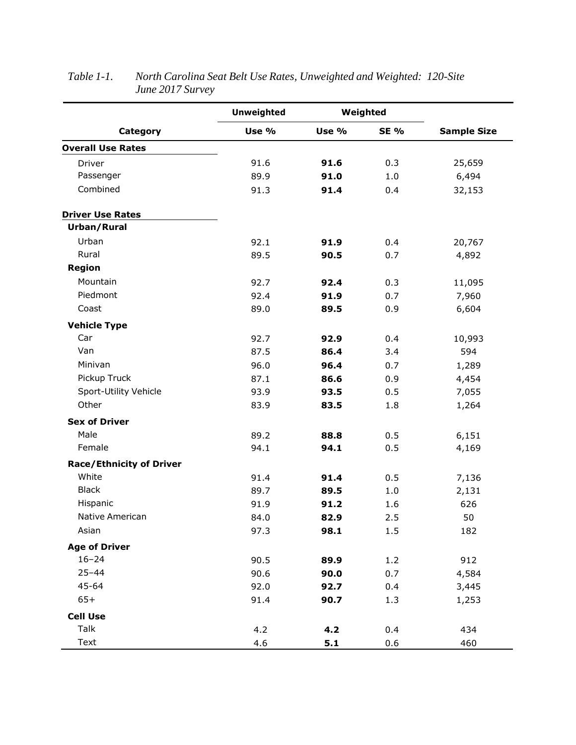*Table 1-1. North Carolina Seat Belt Use Rates, Unweighted and Weighted: 120-Site June 2017 Survey*

| | Unweighted | Weighted | | |
|---|---|---|---|---|
| **Category** | **Use %** | **Use %** | **SE %** | **Sample Size** |
| **Overall Use Rates** | | | | |
| Driver | 91.6 | **91.6** | 0.3 | 25,659 |
| Passenger | 89.9 | **91.0** | 1.0 | 6,494 |
| Combined | 91.3 | **91.4** | 0.4 | 32,153 |
| **Driver Use Rates** | | | | |
| **Urban/Rural** | | | | |
| Urban | 92.1 | **91.9** | 0.4 | 20,767 |
| Rural | 89.5 | **90.5** | 0.7 | 4,892 |
| **Region** | | | | |
| Mountain | 92.7 | **92.4** | 0.3 | 11,095 |
| Piedmont | 92.4 | **91.9** | 0.7 | 7,960 |
| Coast | 89.0 | **89.5** | 0.9 | 6,604 |
| **Vehicle Type** | | | | |
| Car | 92.7 | **92.9** | 0.4 | 10,993 |
| Van | 87.5 | **86.4** | 3.4 | 594 |
| Minivan | 96.0 | **96.4** | 0.7 | 1,289 |
| Pickup Truck | 87.1 | **86.6** | 0.9 | 4,454 |
| Sport-Utility Vehicle | 93.9 | **93.5** | 0.5 | 7,055 |
| Other | 83.9 | **83.5** | 1.8 | 1,264 |
| **Sex of Driver** | | | | |
| Male | 89.2 | **88.8** | 0.5 | 6,151 |
| Female | 94.1 | **94.1** | 0.5 | 4,169 |
| **Race/Ethnicity of Driver** | | | | |
| White | 91.4 | **91.4** | 0.5 | 7,136 |
| Black | 89.7 | **89.5** | 1.0 | 2,131 |
| Hispanic | 91.9 | **91.2** | 1.6 | 626 |
| Native American | 84.0 | **82.9** | 2.5 | 50 |
| Asian | 97.3 | **98.1** | 1.5 | 182 |
| **Age of Driver** | | | | |
| 16–24 | 90.5 | **89.9** | 1.2 | 912 |
| 25–44 | 90.6 | **90.0** | 0.7 | 4,584 |
| 45-64 | 92.0 | **92.7** | 0.4 | 3,445 |
| 65+ | 91.4 | **90.7** | 1.3 | 1,253 |
| **Cell Use** | | | | |
| Talk | 4.2 | **4.2** | 0.4 | 434 |
| Text | 4.6 | **5.1** | 0.6 | 460 |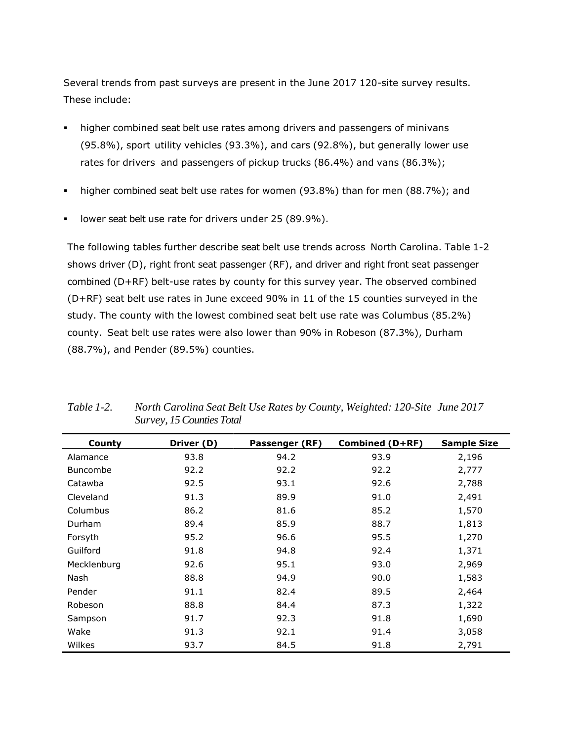Several trends from past surveys are present in the June 2017 120-site survey results. These include:

- higher combined seat belt use rates among drivers and passengers of minivans (95.8%), sport utility vehicles (93.3%), and cars (92.8%), but generally lower use rates for drivers and passengers of pickup trucks (86.4%) and vans (86.3%);
- higher combined seat belt use rates for women (93.8%) than for men (88.7%); and
- lower seat belt use rate for drivers under 25 (89.9%).

The following tables further describe seat belt use trends across North Carolina. Table 1-2 shows driver (D), right front seat passenger (RF), and driver and right front seat passenger combined (D+RF) belt-use rates by county for this survey year. The observed combined (D+RF) seat belt use rates in June exceed 90% in 11 of the 15 counties surveyed in the study. The county with the lowest combined seat belt use rate was Columbus (85.2%) county. Seat belt use rates were also lower than 90% in Robeson (87.3%), Durham (88.7%), and Pender (89.5%) counties.

*Table 1-2. North Carolina Seat Belt Use Rates by County, Weighted: 120-Site June 2017 Survey, 15 Counties Total*

| County | Driver (D) | Passenger (RF) | Combined (D+RF) | Sample Size |
|---|---|---|---|---|
| Alamance | 93.8 | 94.2 | 93.9 | 2,196 |
| Buncombe | 92.2 | 92.2 | 92.2 | 2,777 |
| Catawba | 92.5 | 93.1 | 92.6 | 2,788 |
| Cleveland | 91.3 | 89.9 | 91.0 | 2,491 |
| Columbus | 86.2 | 81.6 | 85.2 | 1,570 |
| Durham | 89.4 | 85.9 | 88.7 | 1,813 |
| Forsyth | 95.2 | 96.6 | 95.5 | 1,270 |
| Guilford | 91.8 | 94.8 | 92.4 | 1,371 |
| Mecklenburg | 92.6 | 95.1 | 93.0 | 2,969 |
| Nash | 88.8 | 94.9 | 90.0 | 1,583 |
| Pender | 91.1 | 82.4 | 89.5 | 2,464 |
| Robeson | 88.8 | 84.4 | 87.3 | 1,322 |
| Sampson | 91.7 | 92.3 | 91.8 | 1,690 |
| Wake | 91.3 | 92.1 | 91.4 | 3,058 |
| Wilkes | 93.7 | 84.5 | 91.8 | 2,791 |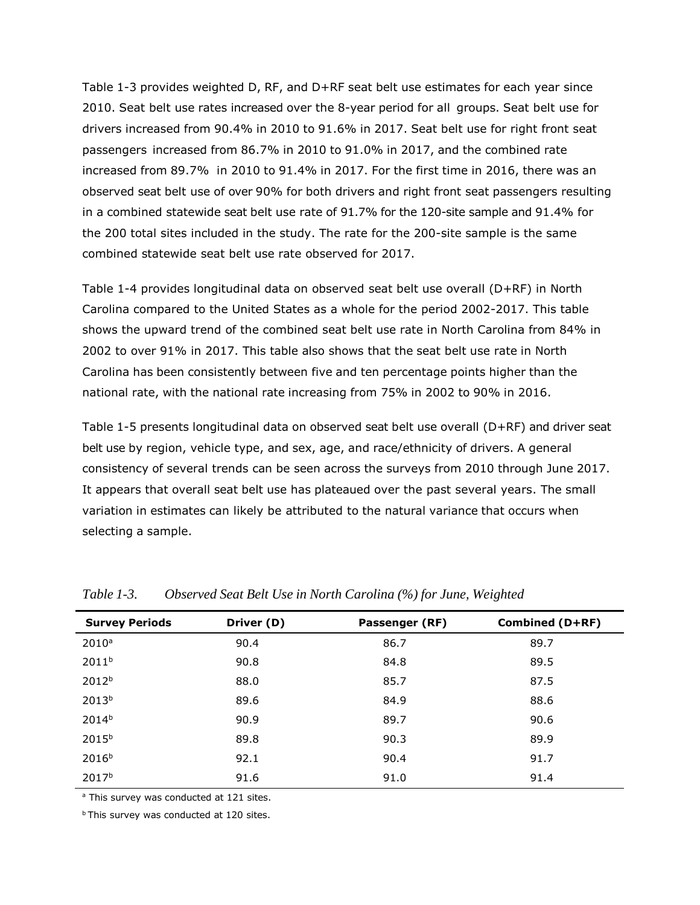Table 1-3 provides weighted D, RF, and D+RF seat belt use estimates for each year since 2010. Seat belt use rates increased over the 8-year period for all groups. Seat belt use for drivers increased from 90.4% in 2010 to 91.6% in 2017. Seat belt use for right front seat passengers increased from 86.7% in 2010 to 91.0% in 2017, and the combined rate increased from 89.7% in 2010 to 91.4% in 2017. For the first time in 2016, there was an observed seat belt use of over 90% for both drivers and right front seat passengers resulting in a combined statewide seat belt use rate of 91.7% for the 120-site sample and 91.4% for the 200 total sites included in the study. The rate for the 200-site sample is the same combined statewide seat belt use rate observed for 2017.

Table 1-4 provides longitudinal data on observed seat belt use overall (D+RF) in North Carolina compared to the United States as a whole for the period 2002-2017. This table shows the upward trend of the combined seat belt use rate in North Carolina from 84% in 2002 to over 91% in 2017. This table also shows that the seat belt use rate in North Carolina has been consistently between five and ten percentage points higher than the national rate, with the national rate increasing from 75% in 2002 to 90% in 2016.

Table 1-5 presents longitudinal data on observed seat belt use overall (D+RF) and driver seat belt use by region, vehicle type, and sex, age, and race/ethnicity of drivers. A general consistency of several trends can be seen across the surveys from 2010 through June 2017. It appears that overall seat belt use has plateaued over the past several years. The small variation in estimates can likely be attributed to the natural variance that occurs when selecting a sample.

*Table 1-3. Observed Seat Belt Use in North Carolina (%) for June, Weighted*

| Survey Periods | Driver (D) | Passenger (RF) | Combined (D+RF) |
|---|---|---|---|
| 2010[a] | 90.4 | 86.7 | 89.7 |
| 2011[b] | 90.8 | 84.8 | 89.5 |
| 2012[b] | 88.0 | 85.7 | 87.5 |
| 2013[b] | 89.6 | 84.9 | 88.6 |
| 2014[b] | 90.9 | 89.7 | 90.6 |
| 2015[b] | 89.8 | 90.3 | 89.9 |
| 2016[b] | 92.1 | 90.4 | 91.7 |
| 2017[b] | 91.6 | 91.0 | 91.4 |

[a] This survey was conducted at 121 sites.

[b] This survey was conducted at 120 sites.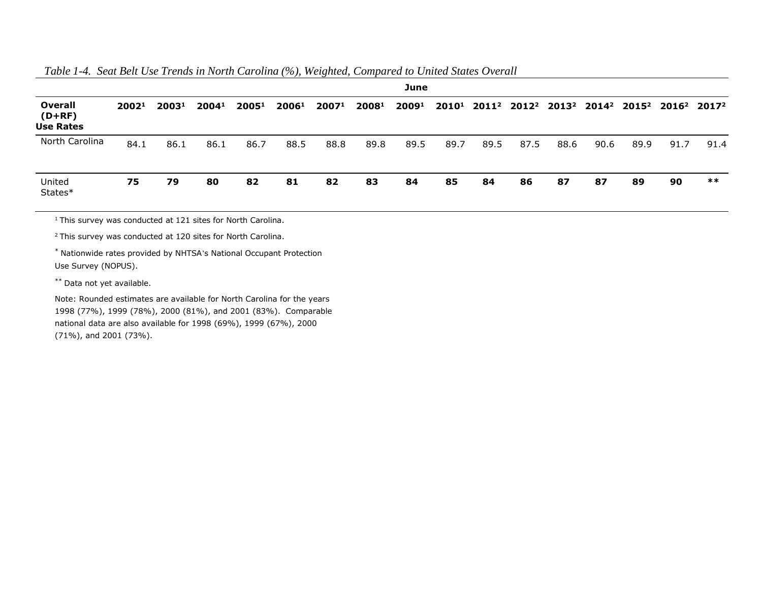*Table 1-4. Seat Belt Use Trends in North Carolina (%), Weighted, Compared to United States Overall*

| | June | | | | | | | | | | | | | | | |
|---|---|---|---|---|---|---|---|---|---|---|---|---|---|---|---|---|
| **Overall (D+RF) Use Rates** | **2002[1]** | **2003[1]** | **2004[1]** | **2005[1]** | **2006[1]** | **2007[1]** | **2008[1]** | **2009[1]** | **2010[1]** | **2011[2]** | **2012[2]** | **2013[2]** | **2014[2]** | **2015[2]** | **2016[2]** | **2017[2]** |
| North Carolina | 84.1 | 86.1 | 86.1 | 86.7 | 88.5 | 88.8 | 89.8 | 89.5 | 89.7 | 89.5 | 87.5 | 88.6 | 90.6 | 89.9 | 91.7 | 91.4 |
| United States* | **75** | **79** | **80** | **82** | **81** | **82** | **83** | **84** | **85** | **84** | **86** | **87** | **87** | **89** | **90** | ** |

[1] This survey was conducted at 121 sites for North Carolina.

[2] This survey was conducted at 120 sites for North Carolina.

* Nationwide rates provided by NHTSA's National Occupant Protection Use Survey (NOPUS).

** Data not yet available.

Note: Rounded estimates are available for North Carolina for the years 1998 (77%), 1999 (78%), 2000 (81%), and 2001 (83%). Comparable national data are also available for 1998 (69%), 1999 (67%), 2000 (71%), and 2001 (73%).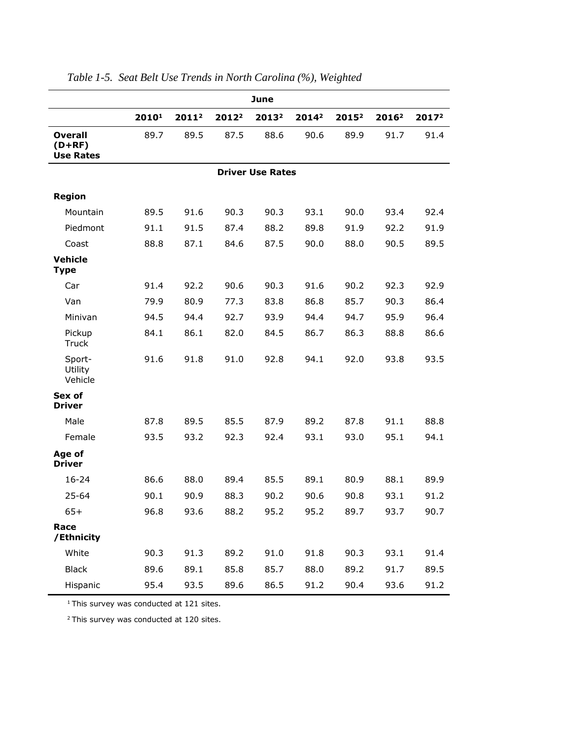*Table 1-5. Seat Belt Use Trends in North Carolina (%), Weighted*

| | June | | | | | | | |
|---|---|---|---|---|---|---|---|---|
| | 2010[1] | 2011[2] | 2012[2] | 2013[2] | 2014[2] | 2015[2] | 2016[2] | 2017[2] |
| **Overall (D+RF) Use Rates** | 89.7 | 89.5 | 87.5 | 88.6 | 90.6 | 89.9 | 91.7 | 91.4 |
| **Driver Use Rates** | | | | | | | | |
| **Region** | | | | | | | | |
| Mountain | 89.5 | 91.6 | 90.3 | 90.3 | 93.1 | 90.0 | 93.4 | 92.4 |
| Piedmont | 91.1 | 91.5 | 87.4 | 88.2 | 89.8 | 91.9 | 92.2 | 91.9 |
| Coast | 88.8 | 87.1 | 84.6 | 87.5 | 90.0 | 88.0 | 90.5 | 89.5 |
| **Vehicle Type** | | | | | | | | |
| Car | 91.4 | 92.2 | 90.6 | 90.3 | 91.6 | 90.2 | 92.3 | 92.9 |
| Van | 79.9 | 80.9 | 77.3 | 83.8 | 86.8 | 85.7 | 90.3 | 86.4 |
| Minivan | 94.5 | 94.4 | 92.7 | 93.9 | 94.4 | 94.7 | 95.9 | 96.4 |
| Pickup Truck | 84.1 | 86.1 | 82.0 | 84.5 | 86.7 | 86.3 | 88.8 | 86.6 |
| Sport-Utility Vehicle | 91.6 | 91.8 | 91.0 | 92.8 | 94.1 | 92.0 | 93.8 | 93.5 |
| **Sex of Driver** | | | | | | | | |
| Male | 87.8 | 89.5 | 85.5 | 87.9 | 89.2 | 87.8 | 91.1 | 88.8 |
| Female | 93.5 | 93.2 | 92.3 | 92.4 | 93.1 | 93.0 | 95.1 | 94.1 |
| **Age of Driver** | | | | | | | | |
| 16-24 | 86.6 | 88.0 | 89.4 | 85.5 | 89.1 | 80.9 | 88.1 | 89.9 |
| 25-64 | 90.1 | 90.9 | 88.3 | 90.2 | 90.6 | 90.8 | 93.1 | 91.2 |
| 65+ | 96.8 | 93.6 | 88.2 | 95.2 | 95.2 | 89.7 | 93.7 | 90.7 |
| **Race /Ethnicity** | | | | | | | | |
| White | 90.3 | 91.3 | 89.2 | 91.0 | 91.8 | 90.3 | 93.1 | 91.4 |
| Black | 89.6 | 89.1 | 85.8 | 85.7 | 88.0 | 89.2 | 91.7 | 89.5 |
| Hispanic | 95.4 | 93.5 | 89.6 | 86.5 | 91.2 | 90.4 | 93.6 | 91.2 |

[1] This survey was conducted at 121 sites.

[2] This survey was conducted at 120 sites.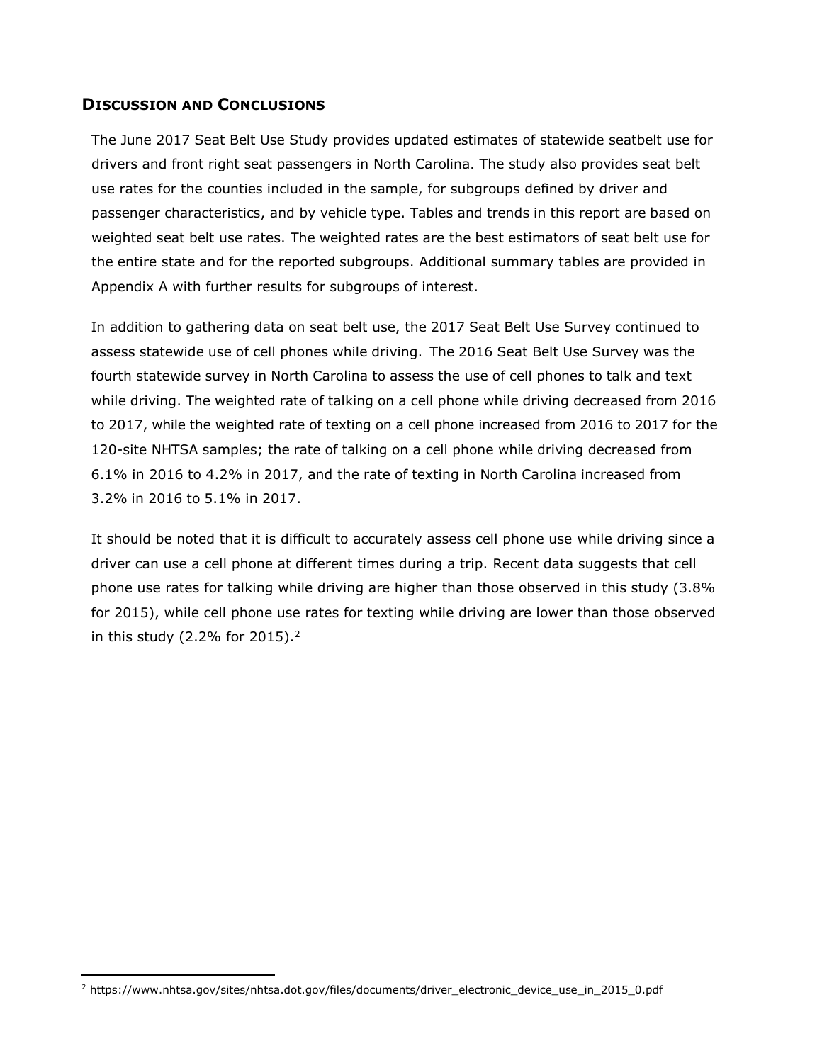## Discussion and Conclusions

The June 2017 Seat Belt Use Study provides updated estimates of statewide seatbelt use for drivers and front right seat passengers in North Carolina. The study also provides seat belt use rates for the counties included in the sample, for subgroups defined by driver and passenger characteristics, and by vehicle type. Tables and trends in this report are based on weighted seat belt use rates. The weighted rates are the best estimators of seat belt use for the entire state and for the reported subgroups. Additional summary tables are provided in Appendix A with further results for subgroups of interest.

In addition to gathering data on seat belt use, the 2017 Seat Belt Use Survey continued to assess statewide use of cell phones while driving. The 2016 Seat Belt Use Survey was the fourth statewide survey in North Carolina to assess the use of cell phones to talk and text while driving. The weighted rate of talking on a cell phone while driving decreased from 2016 to 2017, while the weighted rate of texting on a cell phone increased from 2016 to 2017 for the 120-site NHTSA samples; the rate of talking on a cell phone while driving decreased from 6.1% in 2016 to 4.2% in 2017, and the rate of texting in North Carolina increased from 3.2% in 2016 to 5.1% in 2017.

It should be noted that it is difficult to accurately assess cell phone use while driving since a driver can use a cell phone at different times during a trip. Recent data suggests that cell phone use rates for talking while driving are higher than those observed in this study (3.8% for 2015), while cell phone use rates for texting while driving are lower than those observed in this study (2.2% for 2015).[2]

[2] https://www.nhtsa.gov/sites/nhtsa.dot.gov/files/documents/driver_electronic_device_use_in_2015_0.pdf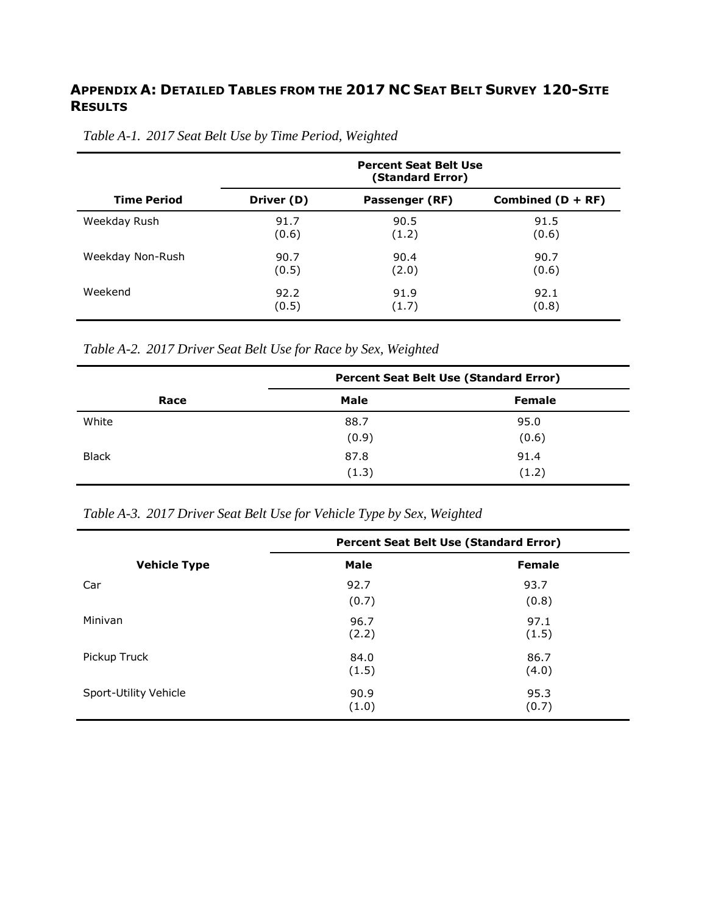## Appendix A: Detailed Tables from the 2017 NC Seat Belt Survey 120-Site Results

*Table A-1. 2017 Seat Belt Use by Time Period, Weighted*

| | Percent Seat Belt Use (Standard Error) | | |
|---|---|---|---|
| **Time Period** | **Driver (D)** | **Passenger (RF)** | **Combined (D + RF)** |
| Weekday Rush | 91.7 (0.6) | 90.5 (1.2) | 91.5 (0.6) |
| Weekday Non-Rush | 90.7 (0.5) | 90.4 (2.0) | 90.7 (0.6) |
| Weekend | 92.2 (0.5) | 91.9 (1.7) | 92.1 (0.8) |

*Table A-2. 2017 Driver Seat Belt Use for Race by Sex, Weighted*

| | Percent Seat Belt Use (Standard Error) | |
|---|---|---|
| **Race** | **Male** | **Female** |
| White | 88.7 (0.9) | 95.0 (0.6) |
| Black | 87.8 (1.3) | 91.4 (1.2) |

*Table A-3. 2017 Driver Seat Belt Use for Vehicle Type by Sex, Weighted*

| | Percent Seat Belt Use (Standard Error) | |
|---|---|---|
| **Vehicle Type** | **Male** | **Female** |
| Car | 92.7 (0.7) | 93.7 (0.8) |
| Minivan | 96.7 (2.2) | 97.1 (1.5) |
| Pickup Truck | 84.0 (1.5) | 86.7 (4.0) |
| Sport-Utility Vehicle | 90.9 (1.0) | 95.3 (0.7) |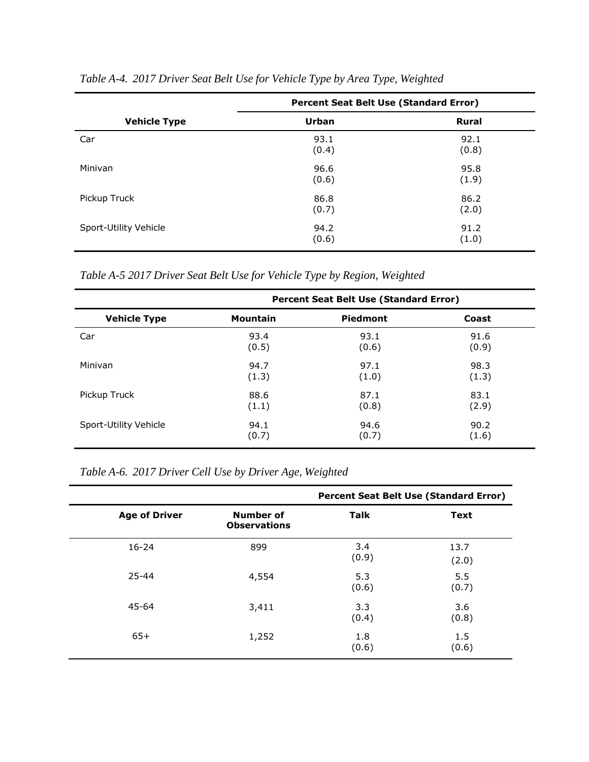*Table A-4. 2017 Driver Seat Belt Use for Vehicle Type by Area Type, Weighted*

| Vehicle Type | Percent Seat Belt Use (Standard Error) | |
|---|---|---|
| | Urban | Rural |
| Car | 93.1 (0.4) | 92.1 (0.8) |
| Minivan | 96.6 (0.6) | 95.8 (1.9) |
| Pickup Truck | 86.8 (0.7) | 86.2 (2.0) |
| Sport-Utility Vehicle | 94.2 (0.6) | 91.2 (1.0) |

*Table A-5 2017 Driver Seat Belt Use for Vehicle Type by Region, Weighted*

| Vehicle Type | Percent Seat Belt Use (Standard Error) | | |
|---|---|---|---|
| | Mountain | Piedmont | Coast |
| Car | 93.4 (0.5) | 93.1 (0.6) | 91.6 (0.9) |
| Minivan | 94.7 (1.3) | 97.1 (1.0) | 98.3 (1.3) |
| Pickup Truck | 88.6 (1.1) | 87.1 (0.8) | 83.1 (2.9) |
| Sport-Utility Vehicle | 94.1 (0.7) | 94.6 (0.7) | 90.2 (1.6) |

*Table A-6. 2017 Driver Cell Use by Driver Age, Weighted*

| Age of Driver | Number of Observations | Percent Seat Belt Use (Standard Error) | |
|---|---|---|---|
| | | Talk | Text |
| 16-24 | 899 | 3.4 (0.9) | 13.7 (2.0) |
| 25-44 | 4,554 | 5.3 (0.6) | 5.5 (0.7) |
| 45-64 | 3,411 | 3.3 (0.4) | 3.6 (0.8) |
| 65+ | 1,252 | 1.8 (0.6) | 1.5 (0.6) |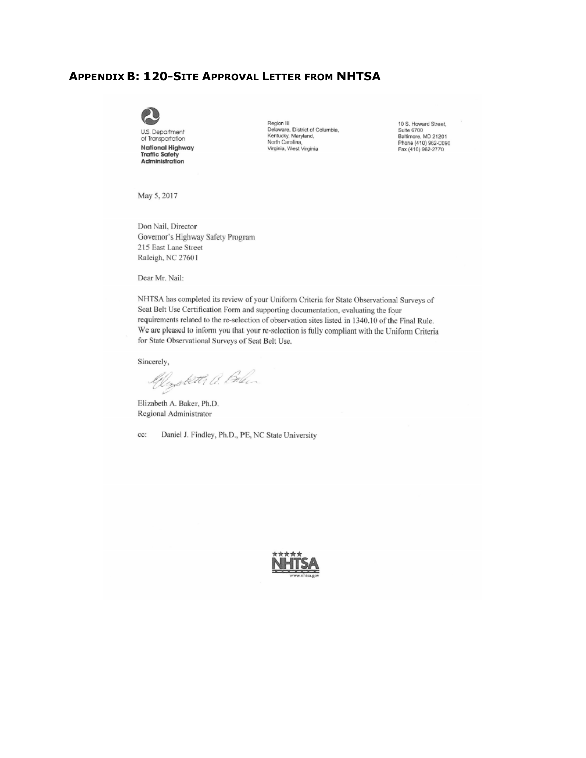## APPENDIX B: 120-SITE APPROVAL LETTER FROM NHTSA

U.S. Department of Transportation
**National Highway Traffic Safety Administration**

Region III
Delaware, District of Columbia, Kentucky, Maryland, North Carolina, Virginia, West Virginia

10 S. Howard Street, Suite 6700
Baltimore, MD 21201
Phone (410) 962-0090
Fax (410) 962-2770

May 5, 2017

Don Nail, Director
Governor's Highway Safety Program
215 East Lane Street
Raleigh, NC 27601

Dear Mr. Nail:

NHTSA has completed its review of your Uniform Criteria for State Observational Surveys of Seat Belt Use Certification Form and supporting documentation, evaluating the four requirements related to the re-selection of observation sites listed in 1340.10 of the Final Rule. We are pleased to inform you that your re-selection is fully compliant with the Uniform Criteria for State Observational Surveys of Seat Belt Use.

Sincerely,

Elizabeth A. Baker, Ph.D.
Regional Administrator

cc: Daniel J. Findley, Ph.D., PE, NC State University

NHTSA
www.nhtsa.gov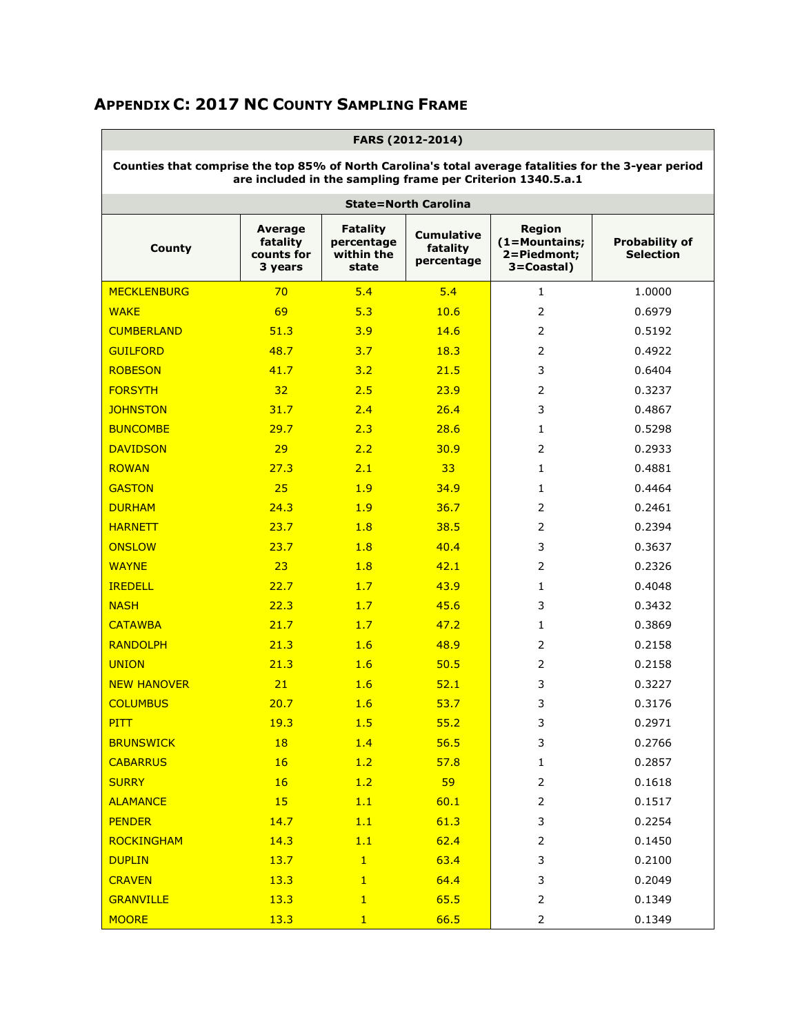## Appendix C: 2017 NC County Sampling Frame

| FARS (2012-2014) | | | | | |
|---|---|---|---|---|---|
| Counties that comprise the top 85% of North Carolina's total average fatalities for the 3-year period are included in the sampling frame per Criterion 1340.5.a.1 | | | | | |
| State=North Carolina | | | | | |
| **County** | **Average fatality counts for 3 years** | **Fatality percentage within the state** | **Cumulative fatality percentage** | **Region (1=Mountains; 2=Piedmont; 3=Coastal)** | **Probability of Selection** |
| MECKLENBURG | 70 | 5.4 | 5.4 | 1 | 1.0000 |
| WAKE | 69 | 5.3 | 10.6 | 2 | 0.6979 |
| CUMBERLAND | 51.3 | 3.9 | 14.6 | 2 | 0.5192 |
| GUILFORD | 48.7 | 3.7 | 18.3 | 2 | 0.4922 |
| ROBESON | 41.7 | 3.2 | 21.5 | 3 | 0.6404 |
| FORSYTH | 32 | 2.5 | 23.9 | 2 | 0.3237 |
| JOHNSTON | 31.7 | 2.4 | 26.4 | 3 | 0.4867 |
| BUNCOMBE | 29.7 | 2.3 | 28.6 | 1 | 0.5298 |
| DAVIDSON | 29 | 2.2 | 30.9 | 2 | 0.2933 |
| ROWAN | 27.3 | 2.1 | 33 | 1 | 0.4881 |
| GASTON | 25 | 1.9 | 34.9 | 1 | 0.4464 |
| DURHAM | 24.3 | 1.9 | 36.7 | 2 | 0.2461 |
| HARNETT | 23.7 | 1.8 | 38.5 | 2 | 0.2394 |
| ONSLOW | 23.7 | 1.8 | 40.4 | 3 | 0.3637 |
| WAYNE | 23 | 1.8 | 42.1 | 2 | 0.2326 |
| IREDELL | 22.7 | 1.7 | 43.9 | 1 | 0.4048 |
| NASH | 22.3 | 1.7 | 45.6 | 3 | 0.3432 |
| CATAWBA | 21.7 | 1.7 | 47.2 | 1 | 0.3869 |
| RANDOLPH | 21.3 | 1.6 | 48.9 | 2 | 0.2158 |
| UNION | 21.3 | 1.6 | 50.5 | 2 | 0.2158 |
| NEW HANOVER | 21 | 1.6 | 52.1 | 3 | 0.3227 |
| COLUMBUS | 20.7 | 1.6 | 53.7 | 3 | 0.3176 |
| PITT | 19.3 | 1.5 | 55.2 | 3 | 0.2971 |
| BRUNSWICK | 18 | 1.4 | 56.5 | 3 | 0.2766 |
| CABARRUS | 16 | 1.2 | 57.8 | 1 | 0.2857 |
| SURRY | 16 | 1.2 | 59 | 2 | 0.1618 |
| ALAMANCE | 15 | 1.1 | 60.1 | 2 | 0.1517 |
| PENDER | 14.7 | 1.1 | 61.3 | 3 | 0.2254 |
| ROCKINGHAM | 14.3 | 1.1 | 62.4 | 2 | 0.1450 |
| DUPLIN | 13.7 | 1 | 63.4 | 3 | 0.2100 |
| CRAVEN | 13.3 | 1 | 64.4 | 3 | 0.2049 |
| GRANVILLE | 13.3 | 1 | 65.5 | 2 | 0.1349 |
| MOORE | 13.3 | 1 | 66.5 | 2 | 0.1349 |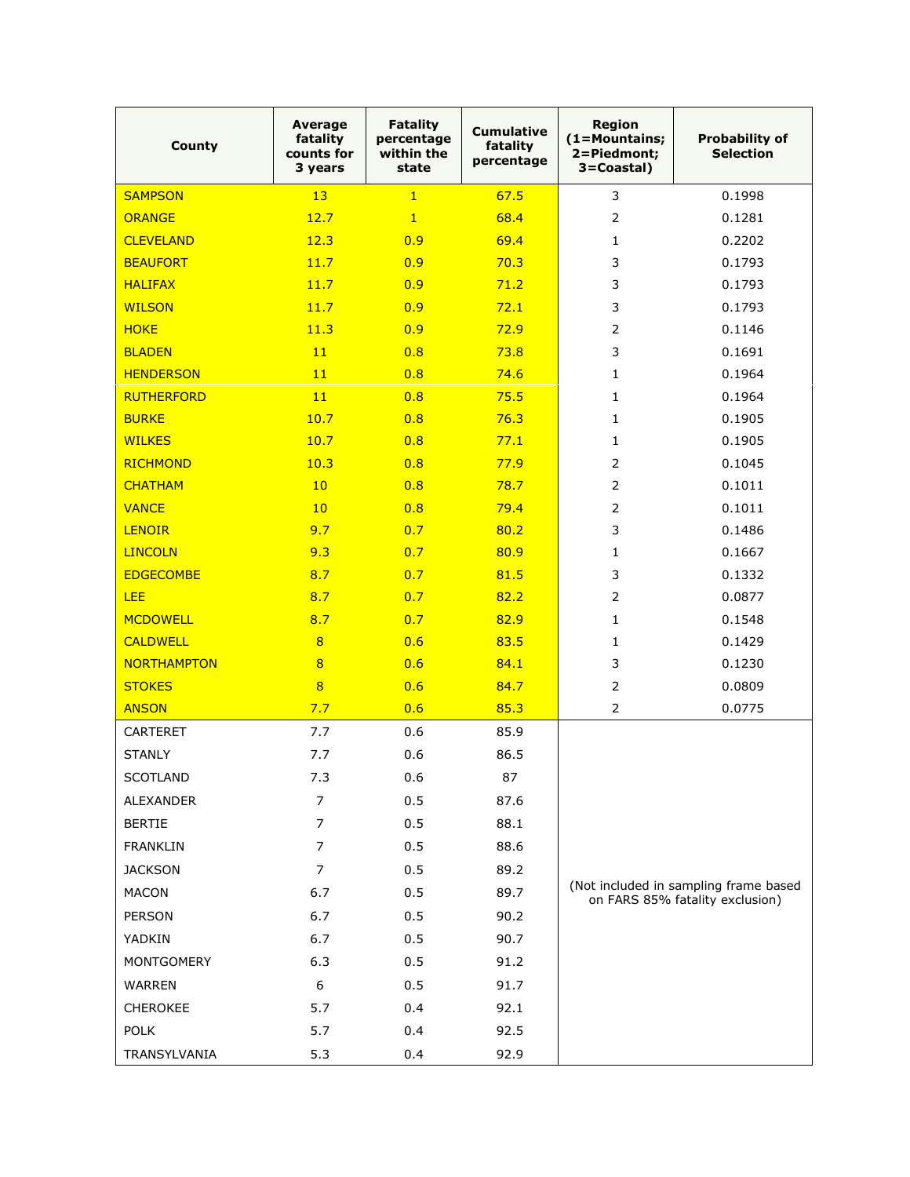| County | Average fatality counts for 3 years | Fatality percentage within the state | Cumulative fatality percentage | Region (1=Mountains; 2=Piedmont; 3=Coastal) | Probability of Selection |
|---|---|---|---|---|---|
| SAMPSON | 13 | 1 | 67.5 | 3 | 0.1998 |
| ORANGE | 12.7 | 1 | 68.4 | 2 | 0.1281 |
| CLEVELAND | 12.3 | 0.9 | 69.4 | 1 | 0.2202 |
| BEAUFORT | 11.7 | 0.9 | 70.3 | 3 | 0.1793 |
| HALIFAX | 11.7 | 0.9 | 71.2 | 3 | 0.1793 |
| WILSON | 11.7 | 0.9 | 72.1 | 3 | 0.1793 |
| HOKE | 11.3 | 0.9 | 72.9 | 2 | 0.1146 |
| BLADEN | 11 | 0.8 | 73.8 | 3 | 0.1691 |
| HENDERSON | 11 | 0.8 | 74.6 | 1 | 0.1964 |
| RUTHERFORD | 11 | 0.8 | 75.5 | 1 | 0.1964 |
| BURKE | 10.7 | 0.8 | 76.3 | 1 | 0.1905 |
| WILKES | 10.7 | 0.8 | 77.1 | 1 | 0.1905 |
| RICHMOND | 10.3 | 0.8 | 77.9 | 2 | 0.1045 |
| CHATHAM | 10 | 0.8 | 78.7 | 2 | 0.1011 |
| VANCE | 10 | 0.8 | 79.4 | 2 | 0.1011 |
| LENOIR | 9.7 | 0.7 | 80.2 | 3 | 0.1486 |
| LINCOLN | 9.3 | 0.7 | 80.9 | 1 | 0.1667 |
| EDGECOMBE | 8.7 | 0.7 | 81.5 | 3 | 0.1332 |
| LEE | 8.7 | 0.7 | 82.2 | 2 | 0.0877 |
| MCDOWELL | 8.7 | 0.7 | 82.9 | 1 | 0.1548 |
| CALDWELL | 8 | 0.6 | 83.5 | 1 | 0.1429 |
| NORTHAMPTON | 8 | 0.6 | 84.1 | 3 | 0.1230 |
| STOKES | 8 | 0.6 | 84.7 | 2 | 0.0809 |
| ANSON | 7.7 | 0.6 | 85.3 | 2 | 0.0775 |
| CARTERET | 7.7 | 0.6 | 85.9 | (Not included in sampling frame based on FARS 85% fatality exclusion) | |
| STANLY | 7.7 | 0.6 | 86.5 | | |
| SCOTLAND | 7.3 | 0.6 | 87 | | |
| ALEXANDER | 7 | 0.5 | 87.6 | | |
| BERTIE | 7 | 0.5 | 88.1 | | |
| FRANKLIN | 7 | 0.5 | 88.6 | | |
| JACKSON | 7 | 0.5 | 89.2 | | |
| MACON | 6.7 | 0.5 | 89.7 | | |
| PERSON | 6.7 | 0.5 | 90.2 | | |
| YADKIN | 6.7 | 0.5 | 90.7 | | |
| MONTGOMERY | 6.3 | 0.5 | 91.2 | | |
| WARREN | 6 | 0.5 | 91.7 | | |
| CHEROKEE | 5.7 | 0.4 | 92.1 | | |
| POLK | 5.7 | 0.4 | 92.5 | | |
| TRANSYLVANIA | 5.3 | 0.4 | 92.9 | | |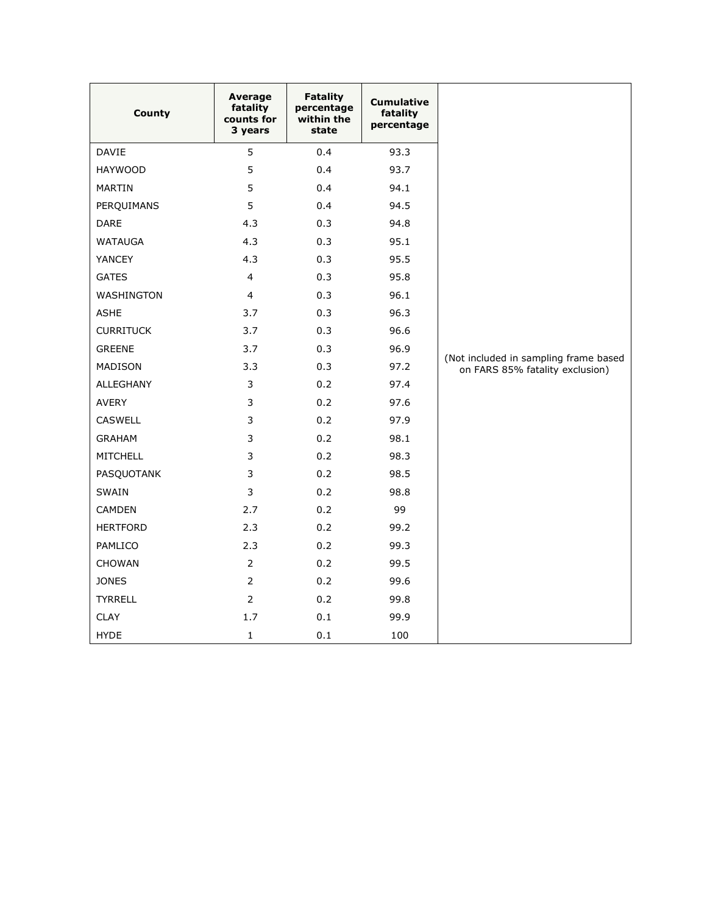| County | Average fatality counts for 3 years | Fatality percentage within the state | Cumulative fatality percentage | |
|---|---|---|---|---|
| DAVIE | 5 | 0.4 | 93.3 | (Not included in sampling frame based on FARS 85% fatality exclusion) |
| HAYWOOD | 5 | 0.4 | 93.7 | |
| MARTIN | 5 | 0.4 | 94.1 | |
| PERQUIMANS | 5 | 0.4 | 94.5 | |
| DARE | 4.3 | 0.3 | 94.8 | |
| WATAUGA | 4.3 | 0.3 | 95.1 | |
| YANCEY | 4.3 | 0.3 | 95.5 | |
| GATES | 4 | 0.3 | 95.8 | |
| WASHINGTON | 4 | 0.3 | 96.1 | |
| ASHE | 3.7 | 0.3 | 96.3 | |
| CURRITUCK | 3.7 | 0.3 | 96.6 | |
| GREENE | 3.7 | 0.3 | 96.9 | |
| MADISON | 3.3 | 0.3 | 97.2 | |
| ALLEGHANY | 3 | 0.2 | 97.4 | |
| AVERY | 3 | 0.2 | 97.6 | |
| CASWELL | 3 | 0.2 | 97.9 | |
| GRAHAM | 3 | 0.2 | 98.1 | |
| MITCHELL | 3 | 0.2 | 98.3 | |
| PASQUOTANK | 3 | 0.2 | 98.5 | |
| SWAIN | 3 | 0.2 | 98.8 | |
| CAMDEN | 2.7 | 0.2 | 99 | |
| HERTFORD | 2.3 | 0.2 | 99.2 | |
| PAMLICO | 2.3 | 0.2 | 99.3 | |
| CHOWAN | 2 | 0.2 | 99.5 | |
| JONES | 2 | 0.2 | 99.6 | |
| TYRRELL | 2 | 0.2 | 99.8 | |
| CLAY | 1.7 | 0.1 | 99.9 | |
| HYDE | 1 | 0.1 | 100 | |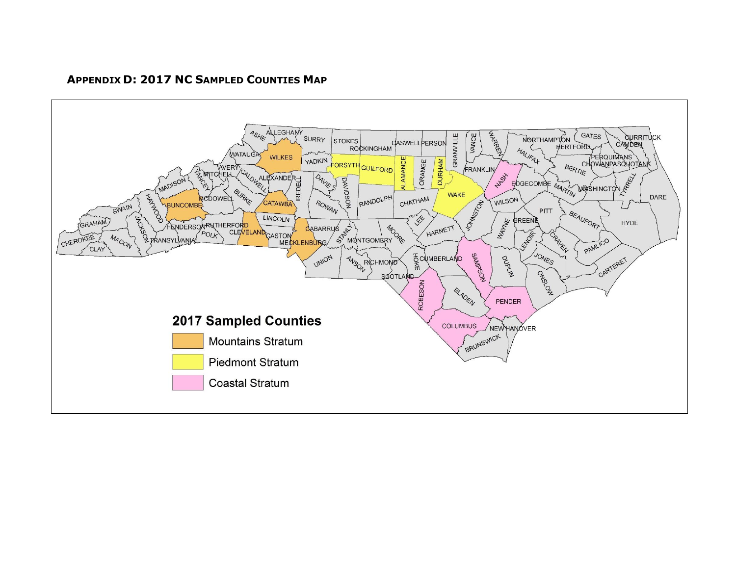### APPENDIX D: 2017 NC SAMPLED COUNTIES MAP

**2017 Sampled Counties**

- Mountains Stratum
- Piedmont Stratum
- Coastal Stratum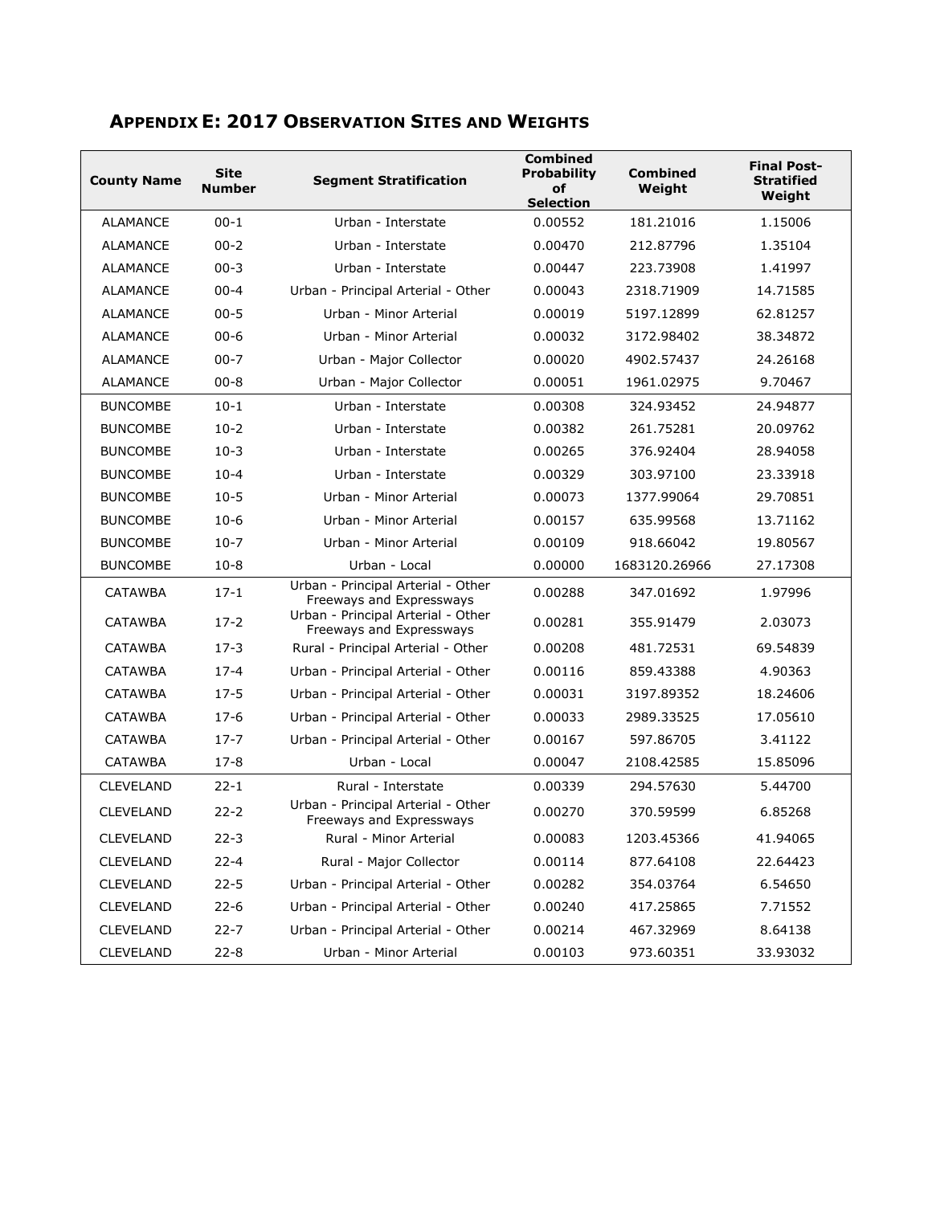## Appendix E: 2017 Observation Sites and Weights

| County Name | Site Number | Segment Stratification | Combined Probability of Selection | Combined Weight | Final Post-Stratified Weight |
|---|---|---|---|---|---|
| ALAMANCE | 00-1 | Urban - Interstate | 0.00552 | 181.21016 | 1.15006 |
| ALAMANCE | 00-2 | Urban - Interstate | 0.00470 | 212.87796 | 1.35104 |
| ALAMANCE | 00-3 | Urban - Interstate | 0.00447 | 223.73908 | 1.41997 |
| ALAMANCE | 00-4 | Urban - Principal Arterial - Other | 0.00043 | 2318.71909 | 14.71585 |
| ALAMANCE | 00-5 | Urban - Minor Arterial | 0.00019 | 5197.12899 | 62.81257 |
| ALAMANCE | 00-6 | Urban - Minor Arterial | 0.00032 | 3172.98402 | 38.34872 |
| ALAMANCE | 00-7 | Urban - Major Collector | 0.00020 | 4902.57437 | 24.26168 |
| ALAMANCE | 00-8 | Urban - Major Collector | 0.00051 | 1961.02975 | 9.70467 |
| BUNCOMBE | 10-1 | Urban - Interstate | 0.00308 | 324.93452 | 24.94877 |
| BUNCOMBE | 10-2 | Urban - Interstate | 0.00382 | 261.75281 | 20.09762 |
| BUNCOMBE | 10-3 | Urban - Interstate | 0.00265 | 376.92404 | 28.94058 |
| BUNCOMBE | 10-4 | Urban - Interstate | 0.00329 | 303.97100 | 23.33918 |
| BUNCOMBE | 10-5 | Urban - Minor Arterial | 0.00073 | 1377.99064 | 29.70851 |
| BUNCOMBE | 10-6 | Urban - Minor Arterial | 0.00157 | 635.99568 | 13.71162 |
| BUNCOMBE | 10-7 | Urban - Minor Arterial | 0.00109 | 918.66042 | 19.80567 |
| BUNCOMBE | 10-8 | Urban - Local | 0.00000 | 1683120.26966 | 27.17308 |
| CATAWBA | 17-1 | Urban - Principal Arterial - Other Freeways and Expressways | 0.00288 | 347.01692 | 1.97996 |
| CATAWBA | 17-2 | Urban - Principal Arterial - Other Freeways and Expressways | 0.00281 | 355.91479 | 2.03073 |
| CATAWBA | 17-3 | Rural - Principal Arterial - Other | 0.00208 | 481.72531 | 69.54839 |
| CATAWBA | 17-4 | Urban - Principal Arterial - Other | 0.00116 | 859.43388 | 4.90363 |
| CATAWBA | 17-5 | Urban - Principal Arterial - Other | 0.00031 | 3197.89352 | 18.24606 |
| CATAWBA | 17-6 | Urban - Principal Arterial - Other | 0.00033 | 2989.33525 | 17.05610 |
| CATAWBA | 17-7 | Urban - Principal Arterial - Other | 0.00167 | 597.86705 | 3.41122 |
| CATAWBA | 17-8 | Urban - Local | 0.00047 | 2108.42585 | 15.85096 |
| CLEVELAND | 22-1 | Rural - Interstate | 0.00339 | 294.57630 | 5.44700 |
| CLEVELAND | 22-2 | Urban - Principal Arterial - Other Freeways and Expressways | 0.00270 | 370.59599 | 6.85268 |
| CLEVELAND | 22-3 | Rural - Minor Arterial | 0.00083 | 1203.45366 | 41.94065 |
| CLEVELAND | 22-4 | Rural - Major Collector | 0.00114 | 877.64108 | 22.64423 |
| CLEVELAND | 22-5 | Urban - Principal Arterial - Other | 0.00282 | 354.03764 | 6.54650 |
| CLEVELAND | 22-6 | Urban - Principal Arterial - Other | 0.00240 | 417.25865 | 7.71552 |
| CLEVELAND | 22-7 | Urban - Principal Arterial - Other | 0.00214 | 467.32969 | 8.64138 |
| CLEVELAND | 22-8 | Urban - Minor Arterial | 0.00103 | 973.60351 | 33.93032 |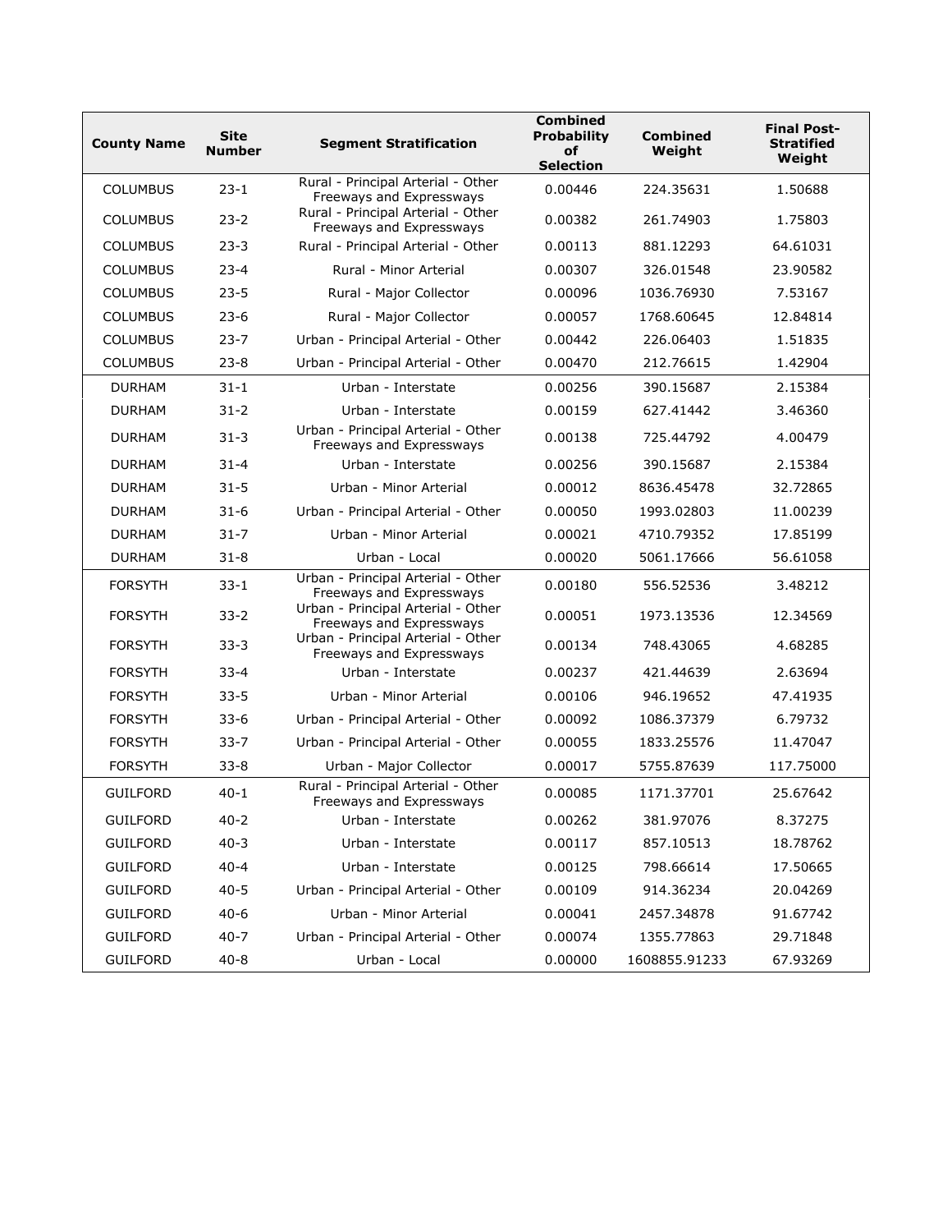| County Name | Site Number | Segment Stratification | Combined Probability of Selection | Combined Weight | Final Post-Stratified Weight |
|---|---|---|---|---|---|
| COLUMBUS | 23-1 | Rural - Principal Arterial - Other Freeways and Expressways | 0.00446 | 224.35631 | 1.50688 |
| COLUMBUS | 23-2 | Rural - Principal Arterial - Other Freeways and Expressways | 0.00382 | 261.74903 | 1.75803 |
| COLUMBUS | 23-3 | Rural - Principal Arterial - Other | 0.00113 | 881.12293 | 64.61031 |
| COLUMBUS | 23-4 | Rural - Minor Arterial | 0.00307 | 326.01548 | 23.90582 |
| COLUMBUS | 23-5 | Rural - Major Collector | 0.00096 | 1036.76930 | 7.53167 |
| COLUMBUS | 23-6 | Rural - Major Collector | 0.00057 | 1768.60645 | 12.84814 |
| COLUMBUS | 23-7 | Urban - Principal Arterial - Other | 0.00442 | 226.06403 | 1.51835 |
| COLUMBUS | 23-8 | Urban - Principal Arterial - Other | 0.00470 | 212.76615 | 1.42904 |
| DURHAM | 31-1 | Urban - Interstate | 0.00256 | 390.15687 | 2.15384 |
| DURHAM | 31-2 | Urban - Interstate | 0.00159 | 627.41442 | 3.46360 |
| DURHAM | 31-3 | Urban - Principal Arterial - Other Freeways and Expressways | 0.00138 | 725.44792 | 4.00479 |
| DURHAM | 31-4 | Urban - Interstate | 0.00256 | 390.15687 | 2.15384 |
| DURHAM | 31-5 | Urban - Minor Arterial | 0.00012 | 8636.45478 | 32.72865 |
| DURHAM | 31-6 | Urban - Principal Arterial - Other | 0.00050 | 1993.02803 | 11.00239 |
| DURHAM | 31-7 | Urban - Minor Arterial | 0.00021 | 4710.79352 | 17.85199 |
| DURHAM | 31-8 | Urban - Local | 0.00020 | 5061.17666 | 56.61058 |
| FORSYTH | 33-1 | Urban - Principal Arterial - Other Freeways and Expressways | 0.00180 | 556.52536 | 3.48212 |
| FORSYTH | 33-2 | Urban - Principal Arterial - Other Freeways and Expressways | 0.00051 | 1973.13536 | 12.34569 |
| FORSYTH | 33-3 | Urban - Principal Arterial - Other Freeways and Expressways | 0.00134 | 748.43065 | 4.68285 |
| FORSYTH | 33-4 | Urban - Interstate | 0.00237 | 421.44639 | 2.63694 |
| FORSYTH | 33-5 | Urban - Minor Arterial | 0.00106 | 946.19652 | 47.41935 |
| FORSYTH | 33-6 | Urban - Principal Arterial - Other | 0.00092 | 1086.37379 | 6.79732 |
| FORSYTH | 33-7 | Urban - Principal Arterial - Other | 0.00055 | 1833.25576 | 11.47047 |
| FORSYTH | 33-8 | Urban - Major Collector | 0.00017 | 5755.87639 | 117.75000 |
| GUILFORD | 40-1 | Rural - Principal Arterial - Other Freeways and Expressways | 0.00085 | 1171.37701 | 25.67642 |
| GUILFORD | 40-2 | Urban - Interstate | 0.00262 | 381.97076 | 8.37275 |
| GUILFORD | 40-3 | Urban - Interstate | 0.00117 | 857.10513 | 18.78762 |
| GUILFORD | 40-4 | Urban - Interstate | 0.00125 | 798.66614 | 17.50665 |
| GUILFORD | 40-5 | Urban - Principal Arterial - Other | 0.00109 | 914.36234 | 20.04269 |
| GUILFORD | 40-6 | Urban - Minor Arterial | 0.00041 | 2457.34878 | 91.67742 |
| GUILFORD | 40-7 | Urban - Principal Arterial - Other | 0.00074 | 1355.77863 | 29.71848 |
| GUILFORD | 40-8 | Urban - Local | 0.00000 | 1608855.91233 | 67.93269 |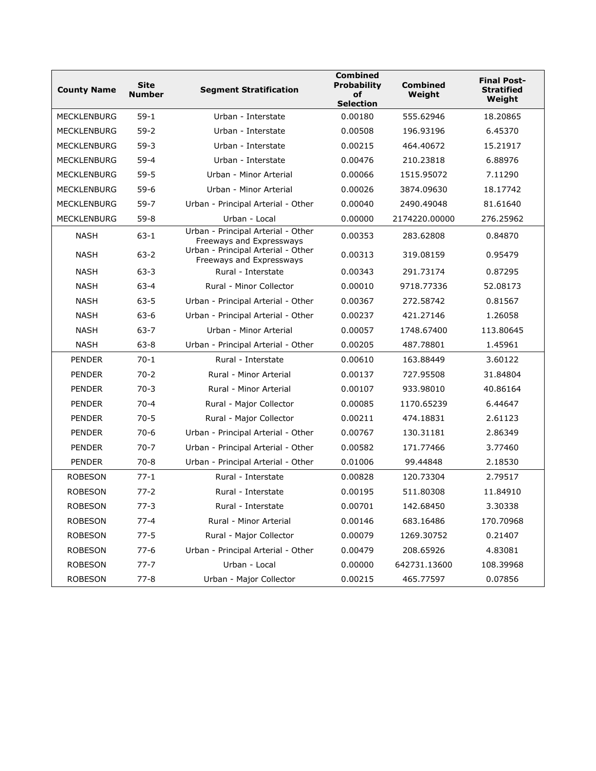| County Name | Site Number | Segment Stratification | Combined Probability of Selection | Combined Weight | Final Post-Stratified Weight |
|---|---|---|---|---|---|
| MECKLENBURG | 59-1 | Urban - Interstate | 0.00180 | 555.62946 | 18.20865 |
| MECKLENBURG | 59-2 | Urban - Interstate | 0.00508 | 196.93196 | 6.45370 |
| MECKLENBURG | 59-3 | Urban - Interstate | 0.00215 | 464.40672 | 15.21917 |
| MECKLENBURG | 59-4 | Urban - Interstate | 0.00476 | 210.23818 | 6.88976 |
| MECKLENBURG | 59-5 | Urban - Minor Arterial | 0.00066 | 1515.95072 | 7.11290 |
| MECKLENBURG | 59-6 | Urban - Minor Arterial | 0.00026 | 3874.09630 | 18.17742 |
| MECKLENBURG | 59-7 | Urban - Principal Arterial - Other | 0.00040 | 2490.49048 | 81.61640 |
| MECKLENBURG | 59-8 | Urban - Local | 0.00000 | 2174220.00000 | 276.25962 |
| NASH | 63-1 | Urban - Principal Arterial - Other Freeways and Expressways | 0.00353 | 283.62808 | 0.84870 |
| NASH | 63-2 | Urban - Principal Arterial - Other Freeways and Expressways | 0.00313 | 319.08159 | 0.95479 |
| NASH | 63-3 | Rural - Interstate | 0.00343 | 291.73174 | 0.87295 |
| NASH | 63-4 | Rural - Minor Collector | 0.00010 | 9718.77336 | 52.08173 |
| NASH | 63-5 | Urban - Principal Arterial - Other | 0.00367 | 272.58742 | 0.81567 |
| NASH | 63-6 | Urban - Principal Arterial - Other | 0.00237 | 421.27146 | 1.26058 |
| NASH | 63-7 | Urban - Minor Arterial | 0.00057 | 1748.67400 | 113.80645 |
| NASH | 63-8 | Urban - Principal Arterial - Other | 0.00205 | 487.78801 | 1.45961 |
| PENDER | 70-1 | Rural - Interstate | 0.00610 | 163.88449 | 3.60122 |
| PENDER | 70-2 | Rural - Minor Arterial | 0.00137 | 727.95508 | 31.84804 |
| PENDER | 70-3 | Rural - Minor Arterial | 0.00107 | 933.98010 | 40.86164 |
| PENDER | 70-4 | Rural - Major Collector | 0.00085 | 1170.65239 | 6.44647 |
| PENDER | 70-5 | Rural - Major Collector | 0.00211 | 474.18831 | 2.61123 |
| PENDER | 70-6 | Urban - Principal Arterial - Other | 0.00767 | 130.31181 | 2.86349 |
| PENDER | 70-7 | Urban - Principal Arterial - Other | 0.00582 | 171.77466 | 3.77460 |
| PENDER | 70-8 | Urban - Principal Arterial - Other | 0.01006 | 99.44848 | 2.18530 |
| ROBESON | 77-1 | Rural - Interstate | 0.00828 | 120.73304 | 2.79517 |
| ROBESON | 77-2 | Rural - Interstate | 0.00195 | 511.80308 | 11.84910 |
| ROBESON | 77-3 | Rural - Interstate | 0.00701 | 142.68450 | 3.30338 |
| ROBESON | 77-4 | Rural - Minor Arterial | 0.00146 | 683.16486 | 170.70968 |
| ROBESON | 77-5 | Rural - Major Collector | 0.00079 | 1269.30752 | 0.21407 |
| ROBESON | 77-6 | Urban - Principal Arterial - Other | 0.00479 | 208.65926 | 4.83081 |
| ROBESON | 77-7 | Urban - Local | 0.00000 | 642731.13600 | 108.39968 |
| ROBESON | 77-8 | Urban - Major Collector | 0.00215 | 465.77597 | 0.07856 |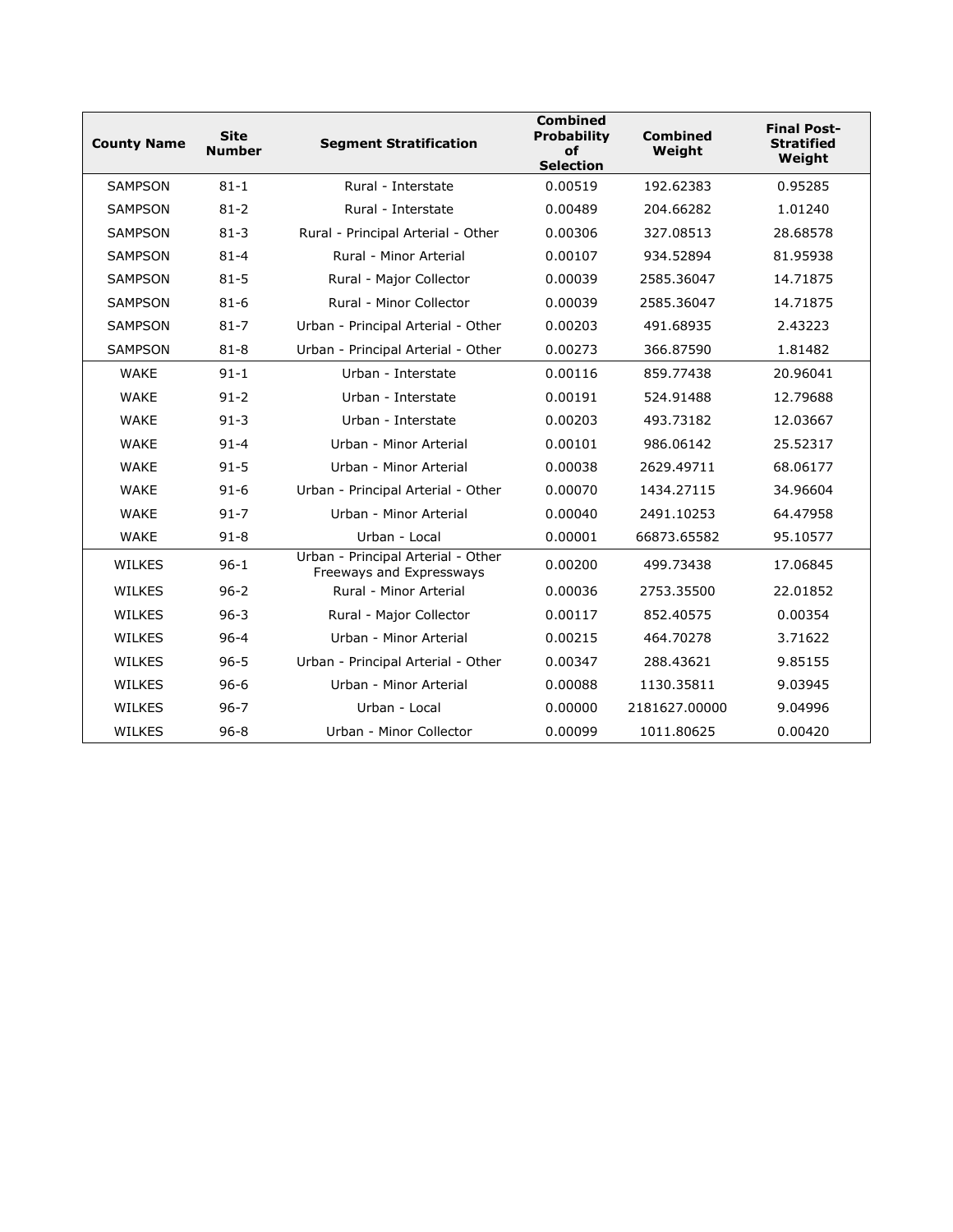| County Name | Site Number | Segment Stratification | Combined Probability of Selection | Combined Weight | Final Post-Stratified Weight |
|---|---|---|---|---|---|
| SAMPSON | 81-1 | Rural - Interstate | 0.00519 | 192.62383 | 0.95285 |
| SAMPSON | 81-2 | Rural - Interstate | 0.00489 | 204.66282 | 1.01240 |
| SAMPSON | 81-3 | Rural - Principal Arterial - Other | 0.00306 | 327.08513 | 28.68578 |
| SAMPSON | 81-4 | Rural - Minor Arterial | 0.00107 | 934.52894 | 81.95938 |
| SAMPSON | 81-5 | Rural - Major Collector | 0.00039 | 2585.36047 | 14.71875 |
| SAMPSON | 81-6 | Rural - Minor Collector | 0.00039 | 2585.36047 | 14.71875 |
| SAMPSON | 81-7 | Urban - Principal Arterial - Other | 0.00203 | 491.68935 | 2.43223 |
| SAMPSON | 81-8 | Urban - Principal Arterial - Other | 0.00273 | 366.87590 | 1.81482 |
| WAKE | 91-1 | Urban - Interstate | 0.00116 | 859.77438 | 20.96041 |
| WAKE | 91-2 | Urban - Interstate | 0.00191 | 524.91488 | 12.79688 |
| WAKE | 91-3 | Urban - Interstate | 0.00203 | 493.73182 | 12.03667 |
| WAKE | 91-4 | Urban - Minor Arterial | 0.00101 | 986.06142 | 25.52317 |
| WAKE | 91-5 | Urban - Minor Arterial | 0.00038 | 2629.49711 | 68.06177 |
| WAKE | 91-6 | Urban - Principal Arterial - Other | 0.00070 | 1434.27115 | 34.96604 |
| WAKE | 91-7 | Urban - Minor Arterial | 0.00040 | 2491.10253 | 64.47958 |
| WAKE | 91-8 | Urban - Local | 0.00001 | 66873.65582 | 95.10577 |
| WILKES | 96-1 | Urban - Principal Arterial - Other Freeways and Expressways | 0.00200 | 499.73438 | 17.06845 |
| WILKES | 96-2 | Rural - Minor Arterial | 0.00036 | 2753.35500 | 22.01852 |
| WILKES | 96-3 | Rural - Major Collector | 0.00117 | 852.40575 | 0.00354 |
| WILKES | 96-4 | Urban - Minor Arterial | 0.00215 | 464.70278 | 3.71622 |
| WILKES | 96-5 | Urban - Principal Arterial - Other | 0.00347 | 288.43621 | 9.85155 |
| WILKES | 96-6 | Urban - Minor Arterial | 0.00088 | 1130.35811 | 9.03945 |
| WILKES | 96-7 | Urban - Local | 0.00000 | 2181627.00000 | 9.04996 |
| WILKES | 96-8 | Urban - Minor Collector | 0.00099 | 1011.80625 | 0.00420 |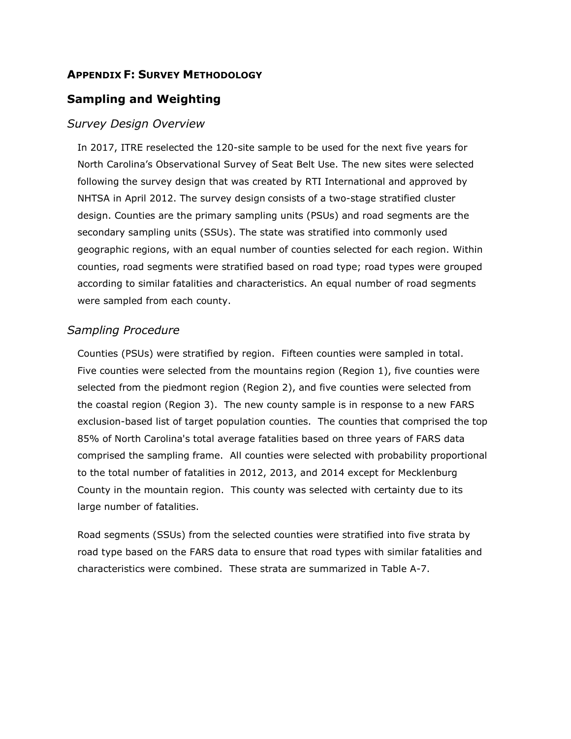**APPENDIX F: SURVEY METHODOLOGY**

## Sampling and Weighting

### *Survey Design Overview*

In 2017, ITRE reselected the 120-site sample to be used for the next five years for North Carolina's Observational Survey of Seat Belt Use. The new sites were selected following the survey design that was created by RTI International and approved by NHTSA in April 2012. The survey design consists of a two-stage stratified cluster design. Counties are the primary sampling units (PSUs) and road segments are the secondary sampling units (SSUs). The state was stratified into commonly used geographic regions, with an equal number of counties selected for each region. Within counties, road segments were stratified based on road type; road types were grouped according to similar fatalities and characteristics. An equal number of road segments were sampled from each county.

### *Sampling Procedure*

Counties (PSUs) were stratified by region. Fifteen counties were sampled in total. Five counties were selected from the mountains region (Region 1), five counties were selected from the piedmont region (Region 2), and five counties were selected from the coastal region (Region 3). The new county sample is in response to a new FARS exclusion-based list of target population counties. The counties that comprised the top 85% of North Carolina's total average fatalities based on three years of FARS data comprised the sampling frame. All counties were selected with probability proportional to the total number of fatalities in 2012, 2013, and 2014 except for Mecklenburg County in the mountain region. This county was selected with certainty due to its large number of fatalities.

Road segments (SSUs) from the selected counties were stratified into five strata by road type based on the FARS data to ensure that road types with similar fatalities and characteristics were combined. These strata are summarized in Table A-7.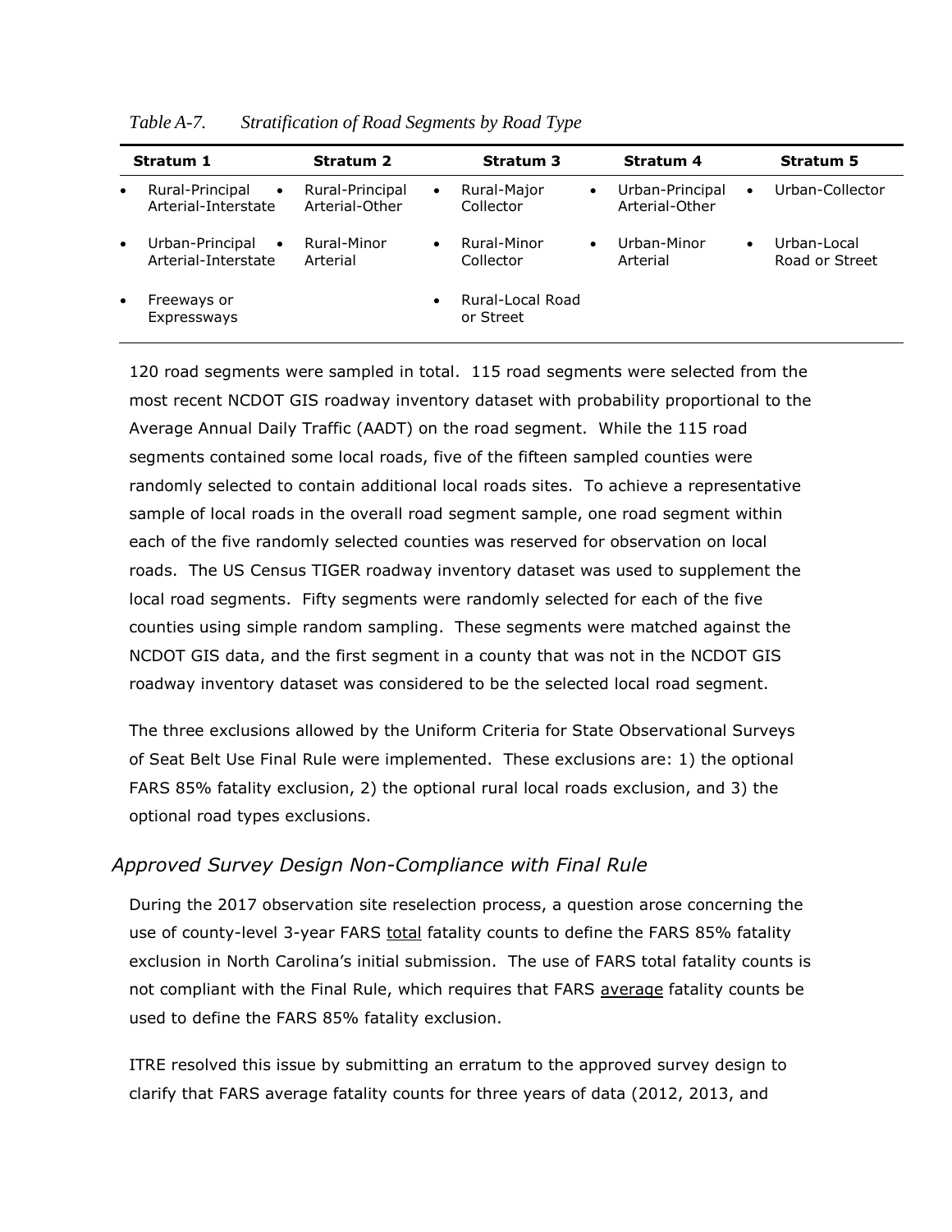*Table A-7. Stratification of Road Segments by Road Type*

| Stratum 1 | Stratum 2 | Stratum 3 | Stratum 4 | Stratum 5 |
|---|---|---|---|---|
| • Rural-Principal Arterial-Interstate | • Rural-Principal Arterial-Other | • Rural-Major Collector | • Urban-Principal Arterial-Other | • Urban-Collector |
| • Urban-Principal Arterial-Interstate | • Rural-Minor Arterial | • Rural-Minor Collector | • Urban-Minor Arterial | • Urban-Local Road or Street |
| • Freeways or Expressways | | • Rural-Local Road or Street | | |

120 road segments were sampled in total. 115 road segments were selected from the most recent NCDOT GIS roadway inventory dataset with probability proportional to the Average Annual Daily Traffic (AADT) on the road segment. While the 115 road segments contained some local roads, five of the fifteen sampled counties were randomly selected to contain additional local roads sites. To achieve a representative sample of local roads in the overall road segment sample, one road segment within each of the five randomly selected counties was reserved for observation on local roads. The US Census TIGER roadway inventory dataset was used to supplement the local road segments. Fifty segments were randomly selected for each of the five counties using simple random sampling. These segments were matched against the NCDOT GIS data, and the first segment in a county that was not in the NCDOT GIS roadway inventory dataset was considered to be the selected local road segment.

The three exclusions allowed by the Uniform Criteria for State Observational Surveys of Seat Belt Use Final Rule were implemented. These exclusions are: 1) the optional FARS 85% fatality exclusion, 2) the optional rural local roads exclusion, and 3) the optional road types exclusions.

## *Approved Survey Design Non-Compliance with Final Rule*

During the 2017 observation site reselection process, a question arose concerning the use of county-level 3-year FARS <u>total</u> fatality counts to define the FARS 85% fatality exclusion in North Carolina's initial submission. The use of FARS total fatality counts is not compliant with the Final Rule, which requires that FARS <u>average</u> fatality counts be used to define the FARS 85% fatality exclusion.

ITRE resolved this issue by submitting an erratum to the approved survey design to clarify that FARS average fatality counts for three years of data (2012, 2013, and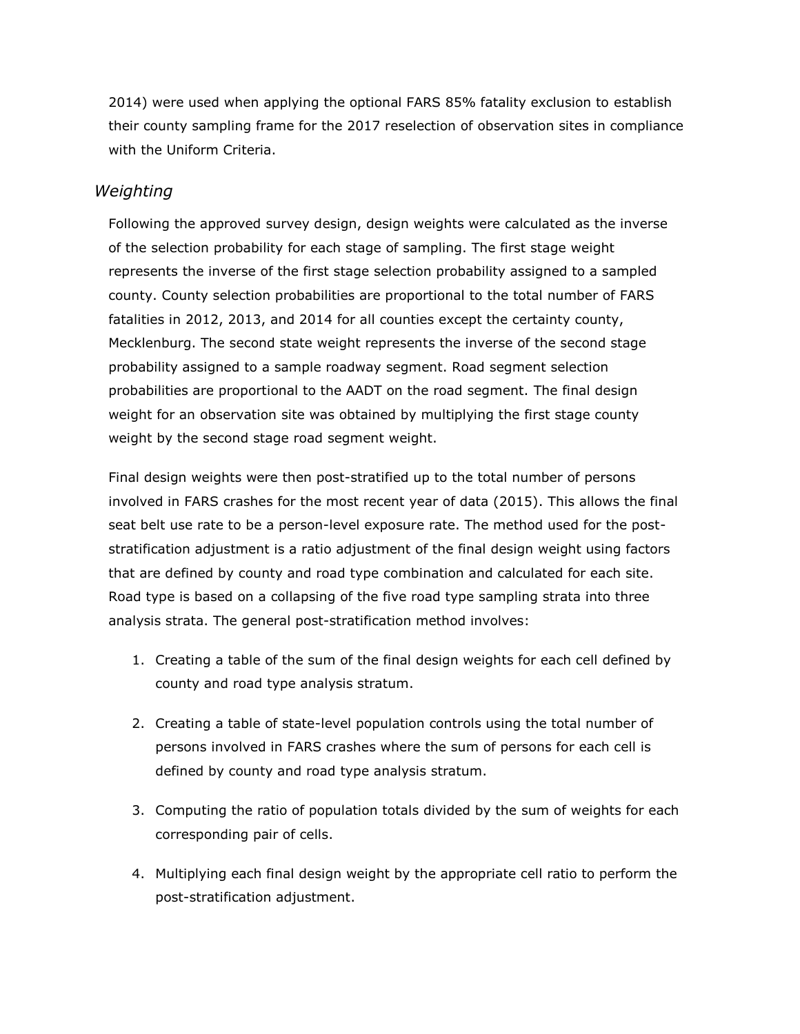2014) were used when applying the optional FARS 85% fatality exclusion to establish their county sampling frame for the 2017 reselection of observation sites in compliance with the Uniform Criteria.

### *Weighting*

Following the approved survey design, design weights were calculated as the inverse of the selection probability for each stage of sampling. The first stage weight represents the inverse of the first stage selection probability assigned to a sampled county. County selection probabilities are proportional to the total number of FARS fatalities in 2012, 2013, and 2014 for all counties except the certainty county, Mecklenburg. The second state weight represents the inverse of the second stage probability assigned to a sample roadway segment. Road segment selection probabilities are proportional to the AADT on the road segment. The final design weight for an observation site was obtained by multiplying the first stage county weight by the second stage road segment weight.

Final design weights were then post-stratified up to the total number of persons involved in FARS crashes for the most recent year of data (2015). This allows the final seat belt use rate to be a person-level exposure rate. The method used for the post-stratification adjustment is a ratio adjustment of the final design weight using factors that are defined by county and road type combination and calculated for each site. Road type is based on a collapsing of the five road type sampling strata into three analysis strata. The general post-stratification method involves:

1. Creating a table of the sum of the final design weights for each cell defined by county and road type analysis stratum.
2. Creating a table of state-level population controls using the total number of persons involved in FARS crashes where the sum of persons for each cell is defined by county and road type analysis stratum.
3. Computing the ratio of population totals divided by the sum of weights for each corresponding pair of cells.
4. Multiplying each final design weight by the appropriate cell ratio to perform the post-stratification adjustment.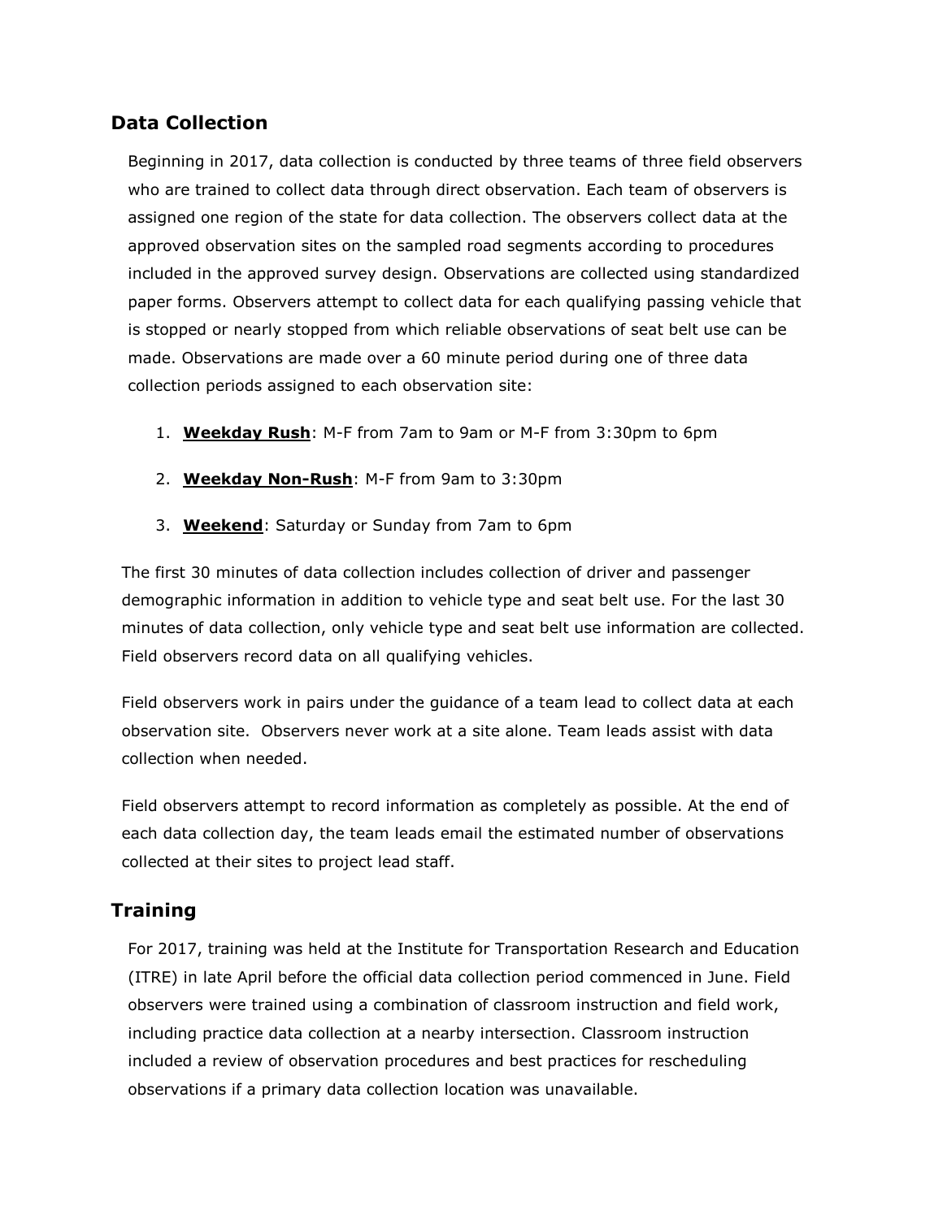## Data Collection

Beginning in 2017, data collection is conducted by three teams of three field observers who are trained to collect data through direct observation. Each team of observers is assigned one region of the state for data collection. The observers collect data at the approved observation sites on the sampled road segments according to procedures included in the approved survey design. Observations are collected using standardized paper forms. Observers attempt to collect data for each qualifying passing vehicle that is stopped or nearly stopped from which reliable observations of seat belt use can be made. Observations are made over a 60 minute period during one of three data collection periods assigned to each observation site:

1. **Weekday Rush**: M-F from 7am to 9am or M-F from 3:30pm to 6pm
2. **Weekday Non-Rush**: M-F from 9am to 3:30pm
3. **Weekend**: Saturday or Sunday from 7am to 6pm

The first 30 minutes of data collection includes collection of driver and passenger demographic information in addition to vehicle type and seat belt use. For the last 30 minutes of data collection, only vehicle type and seat belt use information are collected. Field observers record data on all qualifying vehicles.

Field observers work in pairs under the guidance of a team lead to collect data at each observation site. Observers never work at a site alone. Team leads assist with data collection when needed.

Field observers attempt to record information as completely as possible. At the end of each data collection day, the team leads email the estimated number of observations collected at their sites to project lead staff.

## Training

For 2017, training was held at the Institute for Transportation Research and Education (ITRE) in late April before the official data collection period commenced in June. Field observers were trained using a combination of classroom instruction and field work, including practice data collection at a nearby intersection. Classroom instruction included a review of observation procedures and best practices for rescheduling observations if a primary data collection location was unavailable.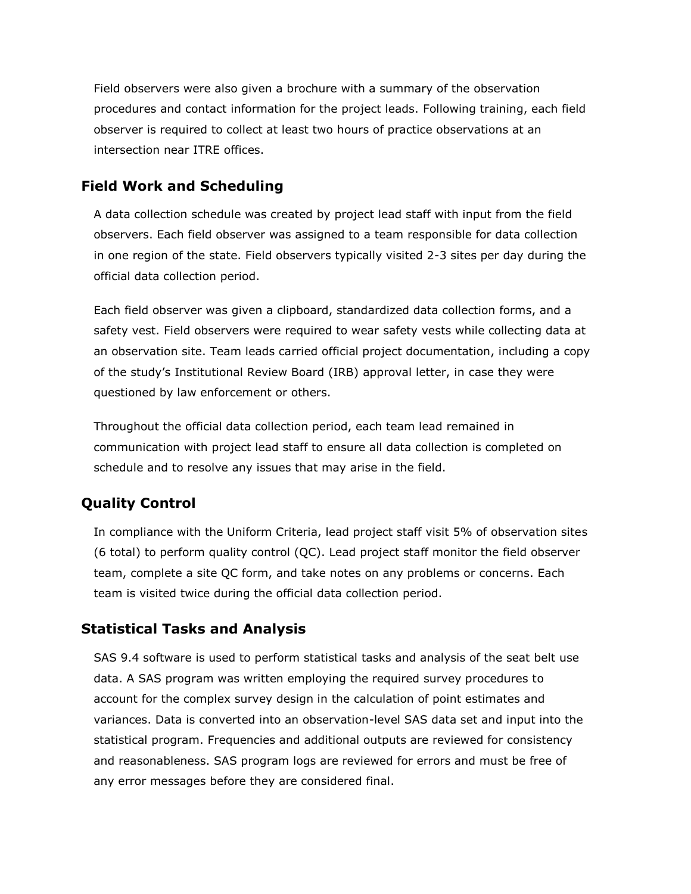Field observers were also given a brochure with a summary of the observation procedures and contact information for the project leads. Following training, each field observer is required to collect at least two hours of practice observations at an intersection near ITRE offices.

## Field Work and Scheduling

A data collection schedule was created by project lead staff with input from the field observers. Each field observer was assigned to a team responsible for data collection in one region of the state. Field observers typically visited 2-3 sites per day during the official data collection period.

Each field observer was given a clipboard, standardized data collection forms, and a safety vest. Field observers were required to wear safety vests while collecting data at an observation site. Team leads carried official project documentation, including a copy of the study's Institutional Review Board (IRB) approval letter, in case they were questioned by law enforcement or others.

Throughout the official data collection period, each team lead remained in communication with project lead staff to ensure all data collection is completed on schedule and to resolve any issues that may arise in the field.

## Quality Control

In compliance with the Uniform Criteria, lead project staff visit 5% of observation sites (6 total) to perform quality control (QC). Lead project staff monitor the field observer team, complete a site QC form, and take notes on any problems or concerns. Each team is visited twice during the official data collection period.

## Statistical Tasks and Analysis

SAS 9.4 software is used to perform statistical tasks and analysis of the seat belt use data. A SAS program was written employing the required survey procedures to account for the complex survey design in the calculation of point estimates and variances. Data is converted into an observation-level SAS data set and input into the statistical program. Frequencies and additional outputs are reviewed for consistency and reasonableness. SAS program logs are reviewed for errors and must be free of any error messages before they are considered final.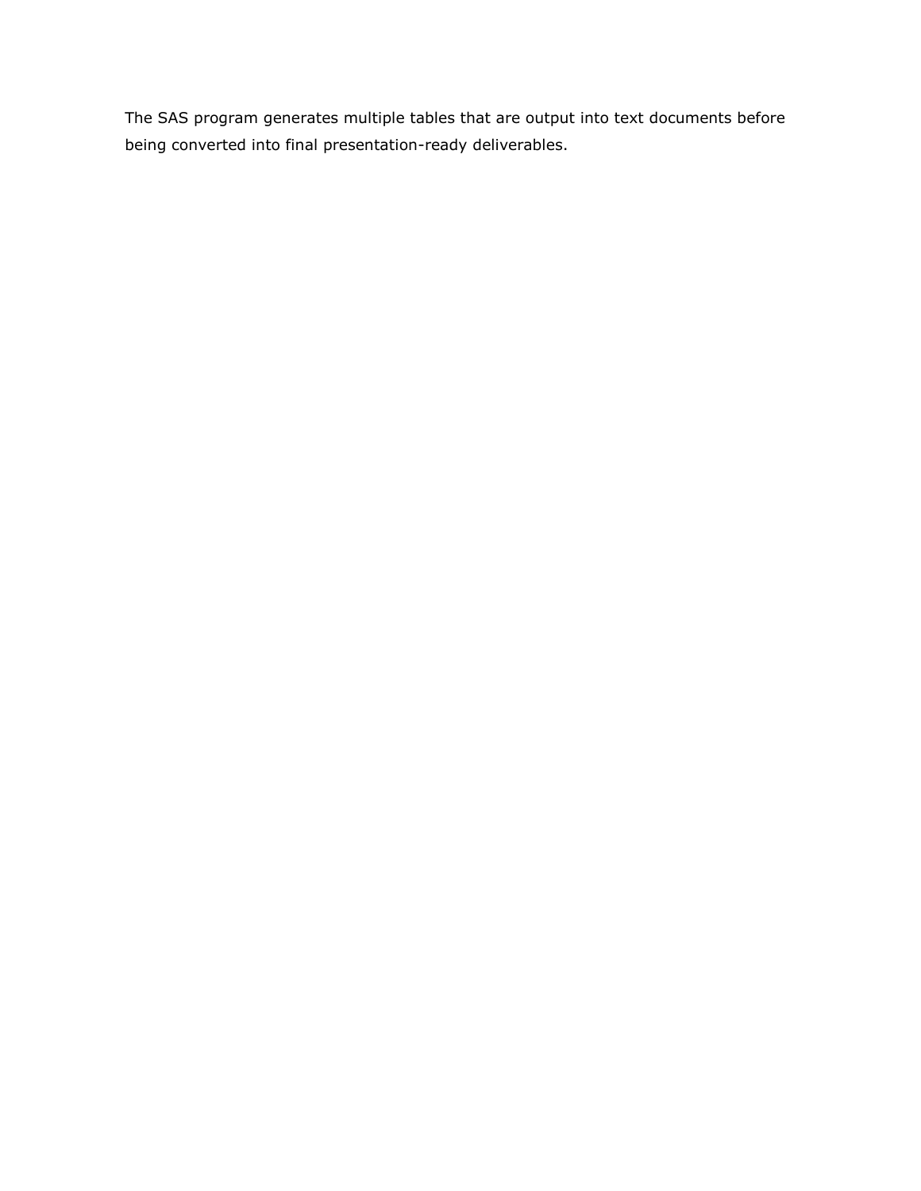The SAS program generates multiple tables that are output into text documents before being converted into final presentation-ready deliverables.